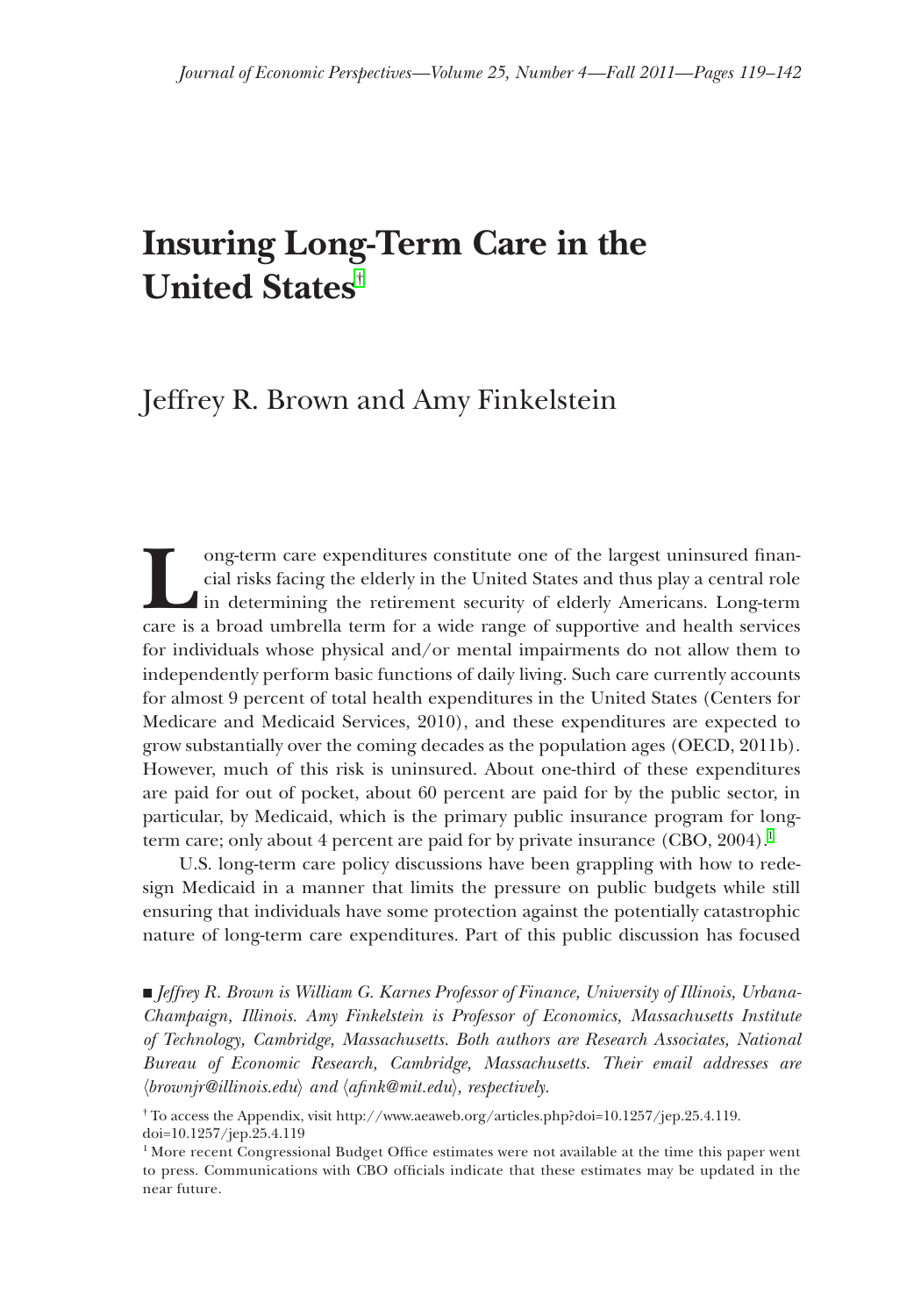# Insuring Long-Term Care in the United States[†]

Jeffrey R. Brown and Amy Finkelstein

Long-term care expenditures constitute one of the largest uninsured financial risks facing the elderly in the United States and thus play a central role in determining the retirement security of elderly Americans. Long-term care is a broad umbrella term for a wide range of supportive and health services for individuals whose physical and/or mental impairments do not allow them to independently perform basic functions of daily living. Such care currently accounts for almost 9 percent of total health expenditures in the United States (Centers for Medicare and Medicaid Services, 2010), and these expenditures are expected to grow substantially over the coming decades as the population ages (OECD, 2011b). However, much of this risk is uninsured. About one-third of these expenditures are paid for out of pocket, about 60 percent are paid for by the public sector, in particular, by Medicaid, which is the primary public insurance program for long-term care; only about 4 percent are paid for by private insurance (CBO, 2004).[1]

U.S. long-term care policy discussions have been grappling with how to redesign Medicaid in a manner that limits the pressure on public budgets while still ensuring that individuals have some protection against the potentially catastrophic nature of long-term care expenditures. Part of this public discussion has focused

■ *Jeffrey R. Brown is William G. Karnes Professor of Finance, University of Illinois, Urbana-Champaign, Illinois. Amy Finkelstein is Professor of Economics, Massachusetts Institute of Technology, Cambridge, Massachusetts. Both authors are Research Associates, National Bureau of Economic Research, Cambridge, Massachusetts. Their email addresses are ⟨brownjr@illinois.edu⟩ and ⟨afink@mit.edu⟩, respectively.*

[†] To access the Appendix, visit http://www.aeaweb.org/articles.php?doi=10.1257/jep.25.4.119.
doi=10.1257/jep.25.4.119

[1] More recent Congressional Budget Office estimates were not available at the time this paper went to press. Communications with CBO officials indicate that these estimates may be updated in the near future.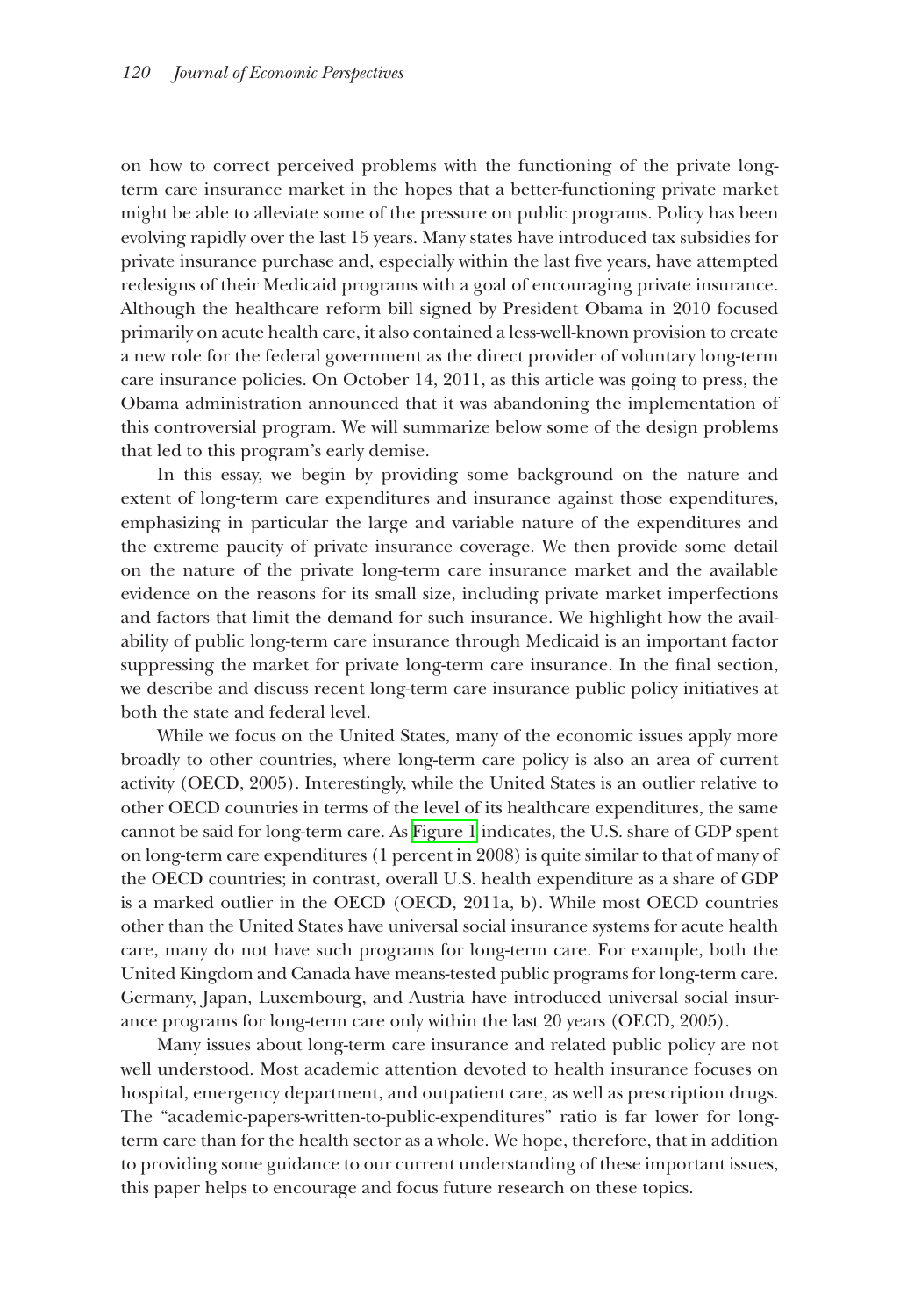on how to correct perceived problems with the functioning of the private long-term care insurance market in the hopes that a better-functioning private market might be able to alleviate some of the pressure on public programs. Policy has been evolving rapidly over the last 15 years. Many states have introduced tax subsidies for private insurance purchase and, especially within the last five years, have attempted redesigns of their Medicaid programs with a goal of encouraging private insurance. Although the healthcare reform bill signed by President Obama in 2010 focused primarily on acute health care, it also contained a less-well-known provision to create a new role for the federal government as the direct provider of voluntary long-term care insurance policies. On October 14, 2011, as this article was going to press, the Obama administration announced that it was abandoning the implementation of this controversial program. We will summarize below some of the design problems that led to this program's early demise.

In this essay, we begin by providing some background on the nature and extent of long-term care expenditures and insurance against those expenditures, emphasizing in particular the large and variable nature of the expenditures and the extreme paucity of private insurance coverage. We then provide some detail on the nature of the private long-term care insurance market and the available evidence on the reasons for its small size, including private market imperfections and factors that limit the demand for such insurance. We highlight how the availability of public long-term care insurance through Medicaid is an important factor suppressing the market for private long-term care insurance. In the final section, we describe and discuss recent long-term care insurance public policy initiatives at both the state and federal level.

While we focus on the United States, many of the economic issues apply more broadly to other countries, where long-term care policy is also an area of current activity (OECD, 2005). Interestingly, while the United States is an outlier relative to other OECD countries in terms of the level of its healthcare expenditures, the same cannot be said for long-term care. As Figure 1 indicates, the U.S. share of GDP spent on long-term care expenditures (1 percent in 2008) is quite similar to that of many of the OECD countries; in contrast, overall U.S. health expenditure as a share of GDP is a marked outlier in the OECD (OECD, 2011a, b). While most OECD countries other than the United States have universal social insurance systems for acute health care, many do not have such programs for long-term care. For example, both the United Kingdom and Canada have means-tested public programs for long-term care. Germany, Japan, Luxembourg, and Austria have introduced universal social insurance programs for long-term care only within the last 20 years (OECD, 2005).

Many issues about long-term care insurance and related public policy are not well understood. Most academic attention devoted to health insurance focuses on hospital, emergency department, and outpatient care, as well as prescription drugs. The "academic-papers-written-to-public-expenditures" ratio is far lower for long-term care than for the health sector as a whole. We hope, therefore, that in addition to providing some guidance to our current understanding of these important issues, this paper helps to encourage and focus future research on these topics.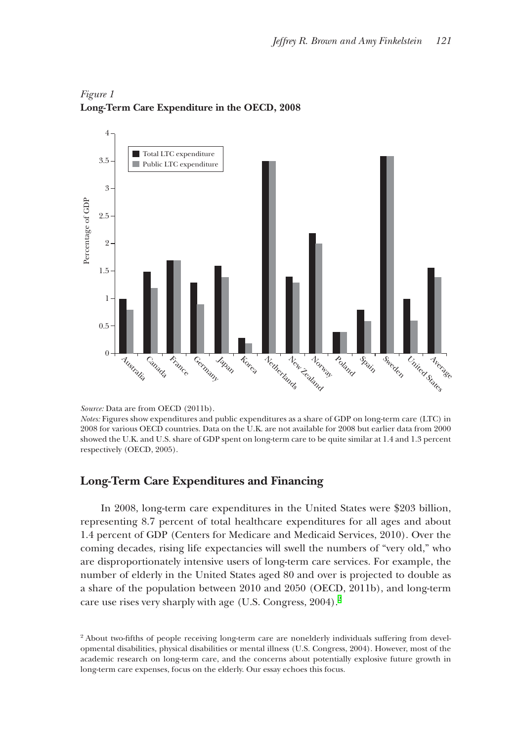*Figure 1*
**Long-Term Care Expenditure in the OECD, 2008**

*Source:* Data are from OECD (2011b).
*Notes:* Figures show expenditures and public expenditures as a share of GDP on long-term care (LTC) in 2008 for various OECD countries. Data on the U.K. are not available for 2008 but earlier data from 2000 showed the U.K. and U.S. share of GDP spent on long-term care to be quite similar at 1.4 and 1.3 percent respectively (OECD, 2005).

## Long-Term Care Expenditures and Financing

In 2008, long-term care expenditures in the United States were $203 billion, representing 8.7 percent of total healthcare expenditures for all ages and about 1.4 percent of GDP (Centers for Medicare and Medicaid Services, 2010). Over the coming decades, rising life expectancies will swell the numbers of "very old," who are disproportionately intensive users of long-term care services. For example, the number of elderly in the United States aged 80 and over is projected to double as a share of the population between 2010 and 2050 (OECD, 2011b), and long-term care use rises very sharply with age (U.S. Congress, 2004).[2]

[2] About two-fifths of people receiving long-term care are nonelderly individuals suffering from developmental disabilities, physical disabilities or mental illness (U.S. Congress, 2004). However, most of the academic research on long-term care, and the concerns about potentially explosive future growth in long-term care expenses, focus on the elderly. Our essay echoes this focus.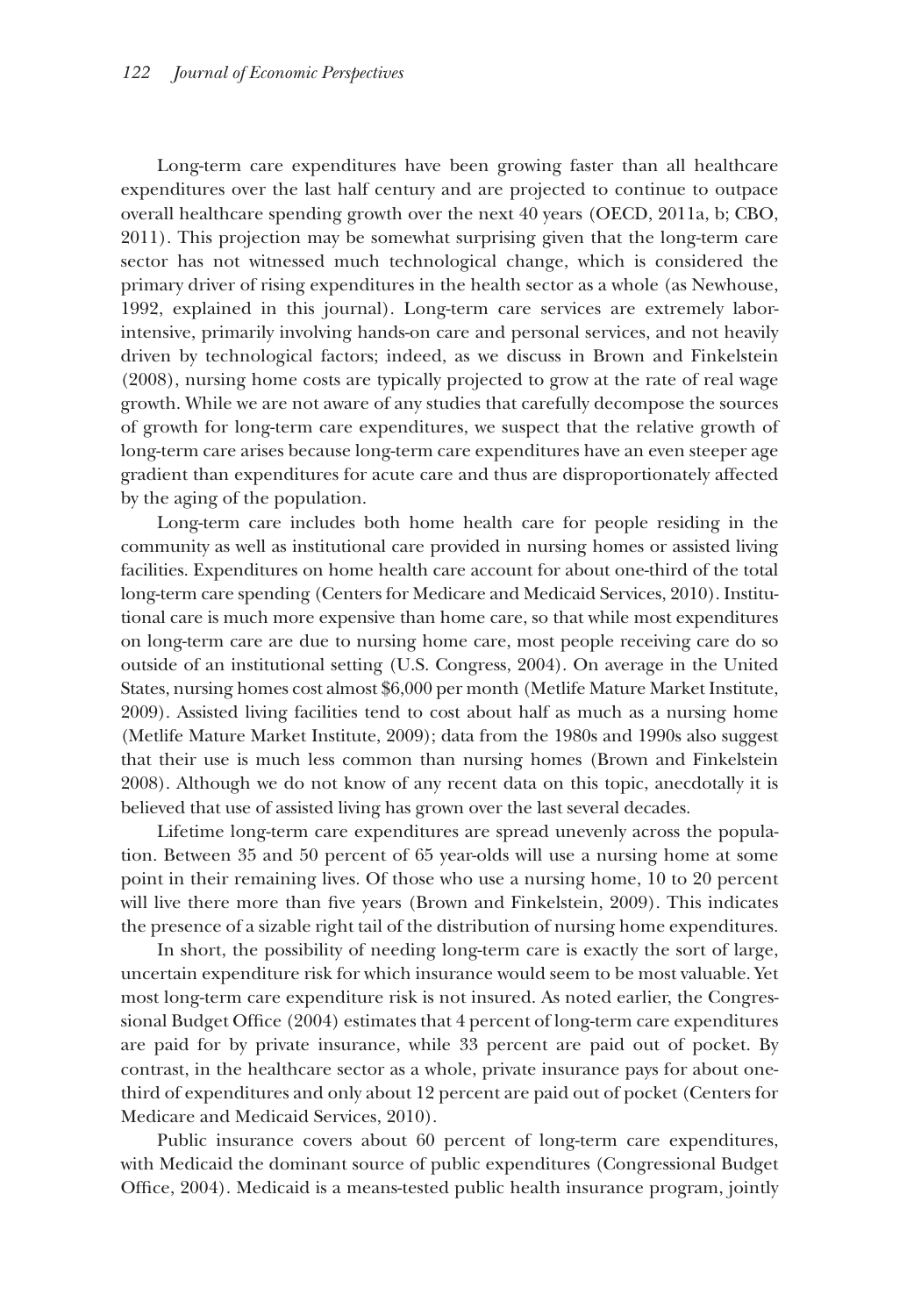Long-term care expenditures have been growing faster than all healthcare expenditures over the last half century and are projected to continue to outpace overall healthcare spending growth over the next 40 years (OECD, 2011a, b; CBO, 2011). This projection may be somewhat surprising given that the long-term care sector has not witnessed much technological change, which is considered the primary driver of rising expenditures in the health sector as a whole (as Newhouse, 1992, explained in this journal). Long-term care services are extremely labor-intensive, primarily involving hands-on care and personal services, and not heavily driven by technological factors; indeed, as we discuss in Brown and Finkelstein (2008), nursing home costs are typically projected to grow at the rate of real wage growth. While we are not aware of any studies that carefully decompose the sources of growth for long-term care expenditures, we suspect that the relative growth of long-term care arises because long-term care expenditures have an even steeper age gradient than expenditures for acute care and thus are disproportionately affected by the aging of the population.

Long-term care includes both home health care for people residing in the community as well as institutional care provided in nursing homes or assisted living facilities. Expenditures on home health care account for about one-third of the total long-term care spending (Centers for Medicare and Medicaid Services, 2010). Institutional care is much more expensive than home care, so that while most expenditures on long-term care are due to nursing home care, most people receiving care do so outside of an institutional setting (U.S. Congress, 2004). On average in the United States, nursing homes cost almost $6,000 per month (Metlife Mature Market Institute, 2009). Assisted living facilities tend to cost about half as much as a nursing home (Metlife Mature Market Institute, 2009); data from the 1980s and 1990s also suggest that their use is much less common than nursing homes (Brown and Finkelstein 2008). Although we do not know of any recent data on this topic, anecdotally it is believed that use of assisted living has grown over the last several decades.

Lifetime long-term care expenditures are spread unevenly across the population. Between 35 and 50 percent of 65 year-olds will use a nursing home at some point in their remaining lives. Of those who use a nursing home, 10 to 20 percent will live there more than five years (Brown and Finkelstein, 2009). This indicates the presence of a sizable right tail of the distribution of nursing home expenditures.

In short, the possibility of needing long-term care is exactly the sort of large, uncertain expenditure risk for which insurance would seem to be most valuable. Yet most long-term care expenditure risk is not insured. As noted earlier, the Congressional Budget Office (2004) estimates that 4 percent of long-term care expenditures are paid for by private insurance, while 33 percent are paid out of pocket. By contrast, in the healthcare sector as a whole, private insurance pays for about one-third of expenditures and only about 12 percent are paid out of pocket (Centers for Medicare and Medicaid Services, 2010).

Public insurance covers about 60 percent of long-term care expenditures, with Medicaid the dominant source of public expenditures (Congressional Budget Office, 2004). Medicaid is a means-tested public health insurance program, jointly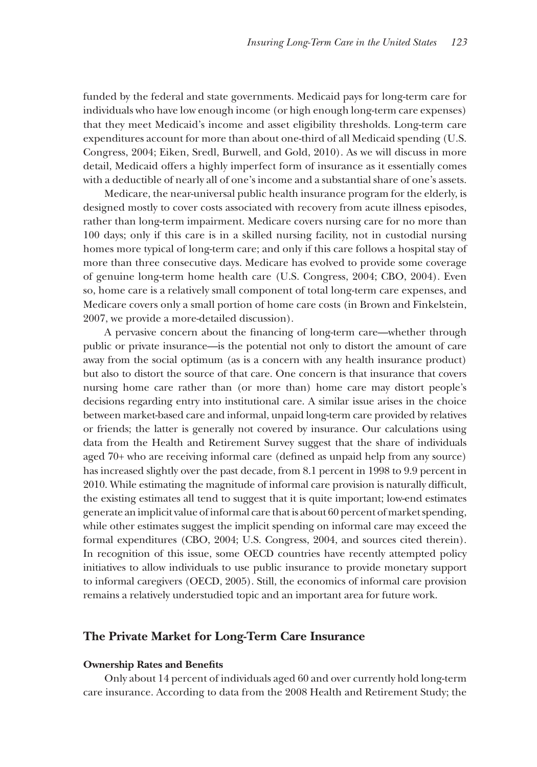funded by the federal and state governments. Medicaid pays for long-term care for individuals who have low enough income (or high enough long-term care expenses) that they meet Medicaid's income and asset eligibility thresholds. Long-term care expenditures account for more than about one-third of all Medicaid spending (U.S. Congress, 2004; Eiken, Sredl, Burwell, and Gold, 2010). As we will discuss in more detail, Medicaid offers a highly imperfect form of insurance as it essentially comes with a deductible of nearly all of one's income and a substantial share of one's assets.

Medicare, the near-universal public health insurance program for the elderly, is designed mostly to cover costs associated with recovery from acute illness episodes, rather than long-term impairment. Medicare covers nursing care for no more than 100 days; only if this care is in a skilled nursing facility, not in custodial nursing homes more typical of long-term care; and only if this care follows a hospital stay of more than three consecutive days. Medicare has evolved to provide some coverage of genuine long-term home health care (U.S. Congress, 2004; CBO, 2004). Even so, home care is a relatively small component of total long-term care expenses, and Medicare covers only a small portion of home care costs (in Brown and Finkelstein, 2007, we provide a more-detailed discussion).

A pervasive concern about the financing of long-term care—whether through public or private insurance—is the potential not only to distort the amount of care away from the social optimum (as is a concern with any health insurance product) but also to distort the source of that care. One concern is that insurance that covers nursing home care rather than (or more than) home care may distort people's decisions regarding entry into institutional care. A similar issue arises in the choice between market-based care and informal, unpaid long-term care provided by relatives or friends; the latter is generally not covered by insurance. Our calculations using data from the Health and Retirement Survey suggest that the share of individuals aged 70+ who are receiving informal care (defined as unpaid help from any source) has increased slightly over the past decade, from 8.1 percent in 1998 to 9.9 percent in 2010. While estimating the magnitude of informal care provision is naturally difficult, the existing estimates all tend to suggest that it is quite important; low-end estimates generate an implicit value of informal care that is about 60 percent of market spending, while other estimates suggest the implicit spending on informal care may exceed the formal expenditures (CBO, 2004; U.S. Congress, 2004, and sources cited therein). In recognition of this issue, some OECD countries have recently attempted policy initiatives to allow individuals to use public insurance to provide monetary support to informal caregivers (OECD, 2005). Still, the economics of informal care provision remains a relatively understudied topic and an important area for future work.

## The Private Market for Long-Term Care Insurance

### Ownership Rates and Benefits

Only about 14 percent of individuals aged 60 and over currently hold long-term care insurance. According to data from the 2008 Health and Retirement Study; the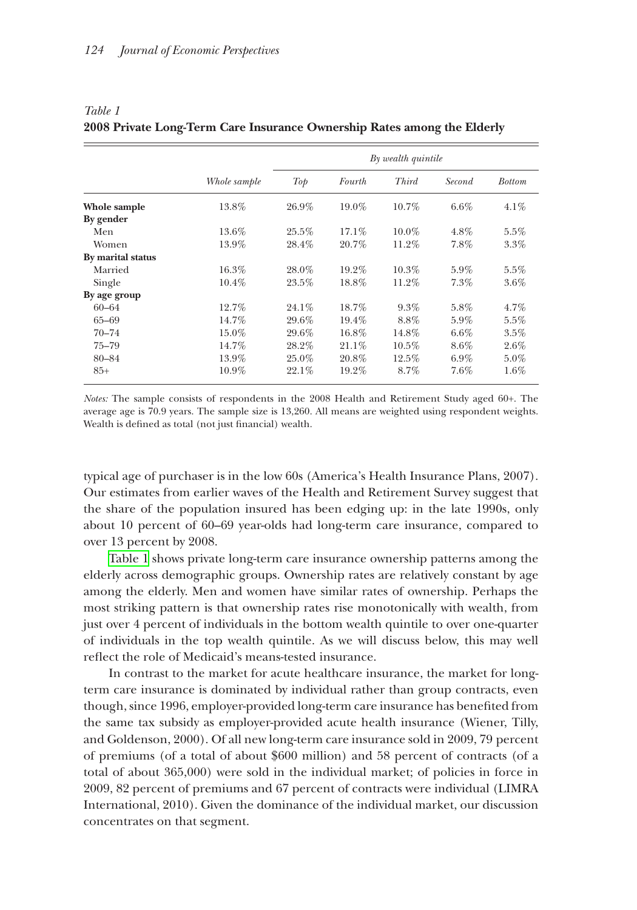*Table 1*
**2008 Private Long-Term Care Insurance Ownership Rates among the Elderly**

| | *Whole sample* | *By wealth quintile* | | | | |
|---|---|---|---|---|---|---|
| | | *Top* | *Fourth* | *Third* | *Second* | *Bottom* |
| **Whole sample** | 13.8% | 26.9% | 19.0% | 10.7% | 6.6% | 4.1% |
| **By gender** | | | | | | |
| Men | 13.6% | 25.5% | 17.1% | 10.0% | 4.8% | 5.5% |
| Women | 13.9% | 28.4% | 20.7% | 11.2% | 7.8% | 3.3% |
| **By marital status** | | | | | | |
| Married | 16.3% | 28.0% | 19.2% | 10.3% | 5.9% | 5.5% |
| Single | 10.4% | 23.5% | 18.8% | 11.2% | 7.3% | 3.6% |
| **By age group** | | | | | | |
| 60–64 | 12.7% | 24.1% | 18.7% | 9.3% | 5.8% | 4.7% |
| 65–69 | 14.7% | 29.6% | 19.4% | 8.8% | 5.9% | 5.5% |
| 70–74 | 15.0% | 29.6% | 16.8% | 14.8% | 6.6% | 3.5% |
| 75–79 | 14.7% | 28.2% | 21.1% | 10.5% | 8.6% | 2.6% |
| 80–84 | 13.9% | 25.0% | 20.8% | 12.5% | 6.9% | 5.0% |
| 85+ | 10.9% | 22.1% | 19.2% | 8.7% | 7.6% | 1.6% |

*Notes:* The sample consists of respondents in the 2008 Health and Retirement Study aged 60+. The average age is 70.9 years. The sample size is 13,260. All means are weighted using respondent weights. Wealth is defined as total (not just financial) wealth.

typical age of purchaser is in the low 60s (America's Health Insurance Plans, 2007). Our estimates from earlier waves of the Health and Retirement Survey suggest that the share of the population insured has been edging up: in the late 1990s, only about 10 percent of 60–69 year-olds had long-term care insurance, compared to over 13 percent by 2008.

Table 1 shows private long-term care insurance ownership patterns among the elderly across demographic groups. Ownership rates are relatively constant by age among the elderly. Men and women have similar rates of ownership. Perhaps the most striking pattern is that ownership rates rise monotonically with wealth, from just over 4 percent of individuals in the bottom wealth quintile to over one-quarter of individuals in the top wealth quintile. As we will discuss below, this may well reflect the role of Medicaid's means-tested insurance.

In contrast to the market for acute healthcare insurance, the market for long-term care insurance is dominated by individual rather than group contracts, even though, since 1996, employer-provided long-term care insurance has benefited from the same tax subsidy as employer-provided acute health insurance (Wiener, Tilly, and Goldenson, 2000). Of all new long-term care insurance sold in 2009, 79 percent of premiums (of a total of about $600 million) and 58 percent of contracts (of a total of about 365,000) were sold in the individual market; of policies in force in 2009, 82 percent of premiums and 67 percent of contracts were individual (LIMRA International, 2010). Given the dominance of the individual market, our discussion concentrates on that segment.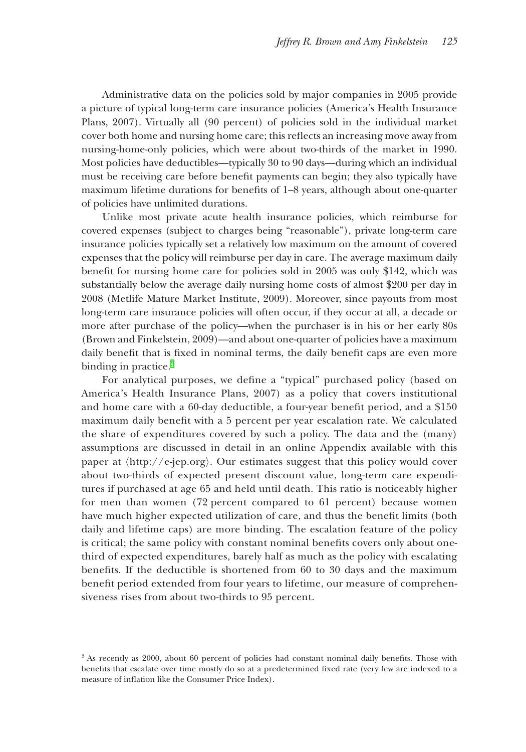Administrative data on the policies sold by major companies in 2005 provide a picture of typical long-term care insurance policies (America's Health Insurance Plans, 2007). Virtually all (90 percent) of policies sold in the individual market cover both home and nursing home care; this reflects an increasing move away from nursing-home-only policies, which were about two-thirds of the market in 1990. Most policies have deductibles—typically 30 to 90 days—during which an individual must be receiving care before benefit payments can begin; they also typically have maximum lifetime durations for benefits of 1–8 years, although about one-quarter of policies have unlimited durations.

Unlike most private acute health insurance policies, which reimburse for covered expenses (subject to charges being "reasonable"), private long-term care insurance policies typically set a relatively low maximum on the amount of covered expenses that the policy will reimburse per day in care. The average maximum daily benefit for nursing home care for policies sold in 2005 was only $142, which was substantially below the average daily nursing home costs of almost $200 per day in 2008 (Metlife Mature Market Institute, 2009). Moreover, since payouts from most long-term care insurance policies will often occur, if they occur at all, a decade or more after purchase of the policy—when the purchaser is in his or her early 80s (Brown and Finkelstein, 2009)—and about one-quarter of policies have a maximum daily benefit that is fixed in nominal terms, the daily benefit caps are even more binding in practice.[3]

For analytical purposes, we define a "typical" purchased policy (based on America's Health Insurance Plans, 2007) as a policy that covers institutional and home care with a 60-day deductible, a four-year benefit period, and a $150 maximum daily benefit with a 5 percent per year escalation rate. We calculated the share of expenditures covered by such a policy. The data and the (many) assumptions are discussed in detail in an online Appendix available with this paper at ⟨http://e-jep.org⟩. Our estimates suggest that this policy would cover about two-thirds of expected present discount value, long-term care expenditures if purchased at age 65 and held until death. This ratio is noticeably higher for men than women (72 percent compared to 61 percent) because women have much higher expected utilization of care, and thus the benefit limits (both daily and lifetime caps) are more binding. The escalation feature of the policy is critical; the same policy with constant nominal benefits covers only about one-third of expected expenditures, barely half as much as the policy with escalating benefits. If the deductible is shortened from 60 to 30 days and the maximum benefit period extended from four years to lifetime, our measure of comprehensiveness rises from about two-thirds to 95 percent.

[3] As recently as 2000, about 60 percent of policies had constant nominal daily benefits. Those with benefits that escalate over time mostly do so at a predetermined fixed rate (very few are indexed to a measure of inflation like the Consumer Price Index).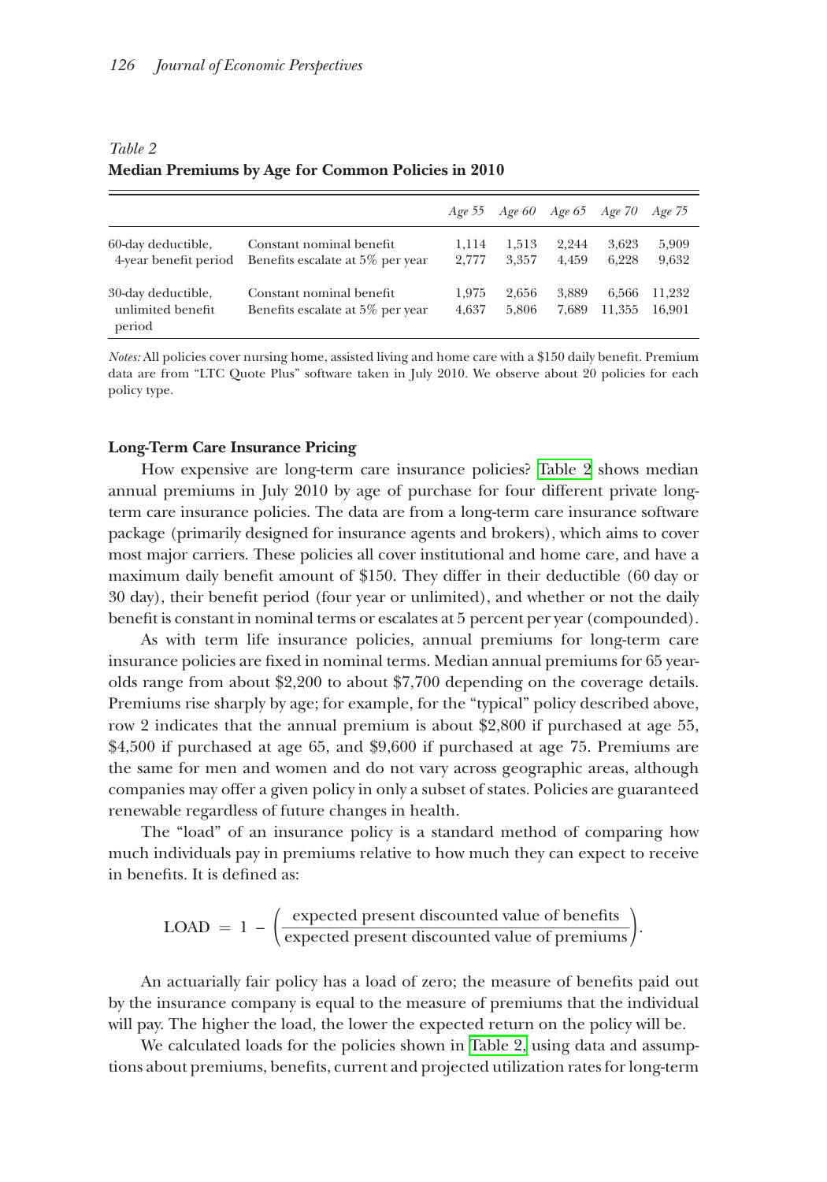*Table 2*
**Median Premiums by Age for Common Policies in 2010**

| | | *Age 55* | *Age 60* | *Age 65* | *Age 70* | *Age 75* |
|---|---|---|---|---|---|---|
| 60-day deductible, | Constant nominal benefit | 1,114 | 1,513 | 2,244 | 3,623 | 5,909 |
| 4-year benefit period | Benefits escalate at 5% per year | 2,777 | 3,357 | 4,459 | 6,228 | 9,632 |
| 30-day deductible, | Constant nominal benefit | 1,975 | 2,656 | 3,889 | 6,566 | 11,232 |
| unlimited benefit period | Benefits escalate at 5% per year | 4,637 | 5,806 | 7,689 | 11,355 | 16,901 |

*Notes:* All policies cover nursing home, assisted living and home care with a $150 daily benefit. Premium data are from "LTC Quote Plus" software taken in July 2010. We observe about 20 policies for each policy type.

**Long-Term Care Insurance Pricing**

How expensive are long-term care insurance policies? Table 2 shows median annual premiums in July 2010 by age of purchase for four different private long-term care insurance policies. The data are from a long-term care insurance software package (primarily designed for insurance agents and brokers), which aims to cover most major carriers. These policies all cover institutional and home care, and have a maximum daily benefit amount of $150. They differ in their deductible (60 day or 30 day), their benefit period (four year or unlimited), and whether or not the daily benefit is constant in nominal terms or escalates at 5 percent per year (compounded).

As with term life insurance policies, annual premiums for long-term care insurance policies are fixed in nominal terms. Median annual premiums for 65 year-olds range from about $2,200 to about $7,700 depending on the coverage details. Premiums rise sharply by age; for example, for the "typical" policy described above, row 2 indicates that the annual premium is about $2,800 if purchased at age 55, $4,500 if purchased at age 65, and $9,600 if purchased at age 75. Premiums are the same for men and women and do not vary across geographic areas, although companies may offer a given policy in only a subset of states. Policies are guaranteed renewable regardless of future changes in health.

The "load" of an insurance policy is a standard method of comparing how much individuals pay in premiums relative to how much they can expect to receive in benefits. It is defined as:

$$\text{LOAD} = 1 - \left(\frac{\text{expected present discounted value of benefits}}{\text{expected present discounted value of premiums}}\right).$$

An actuarially fair policy has a load of zero; the measure of benefits paid out by the insurance company is equal to the measure of premiums that the individual will pay. The higher the load, the lower the expected return on the policy will be.

We calculated loads for the policies shown in Table 2, using data and assumptions about premiums, benefits, current and projected utilization rates for long-term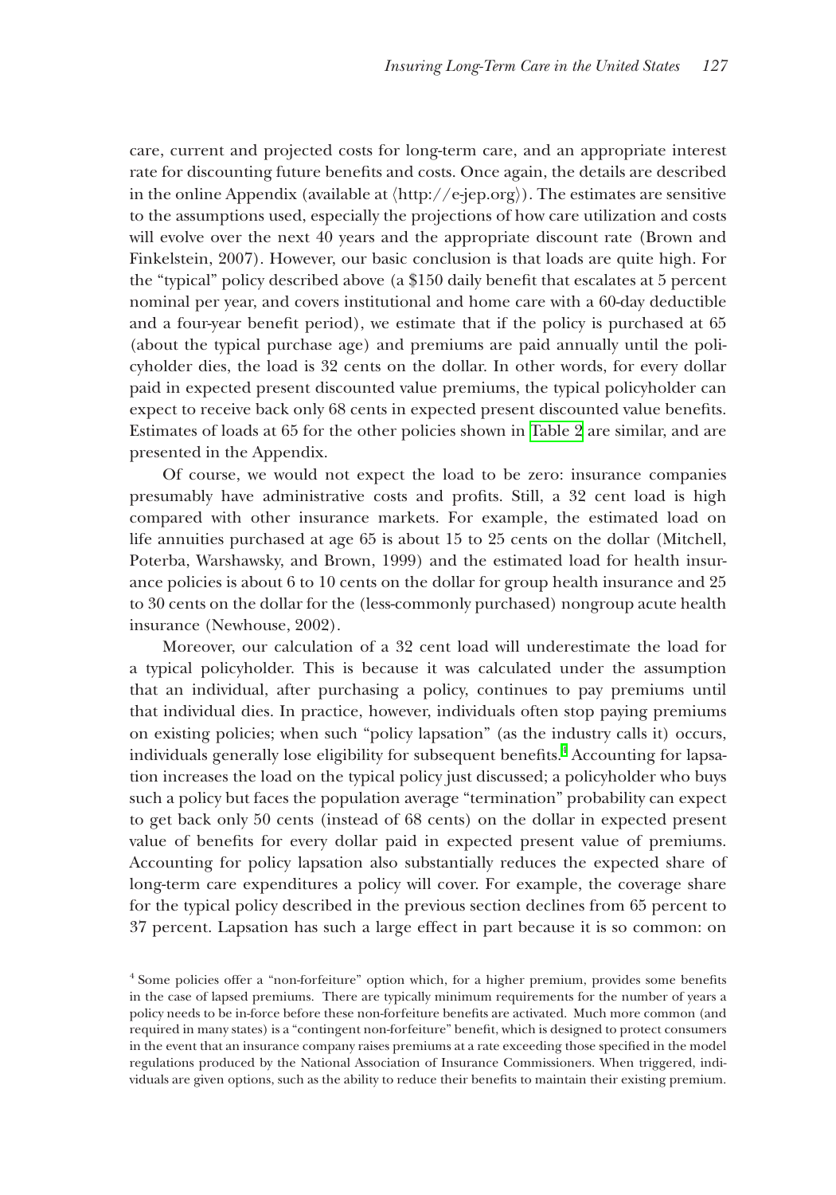care, current and projected costs for long-term care, and an appropriate interest rate for discounting future benefits and costs. Once again, the details are described in the online Appendix (available at ⟨http://e-jep.org⟩). The estimates are sensitive to the assumptions used, especially the projections of how care utilization and costs will evolve over the next 40 years and the appropriate discount rate (Brown and Finkelstein, 2007). However, our basic conclusion is that loads are quite high. For the "typical" policy described above (a $150 daily benefit that escalates at 5 percent nominal per year, and covers institutional and home care with a 60-day deductible and a four-year benefit period), we estimate that if the policy is purchased at 65 (about the typical purchase age) and premiums are paid annually until the policyholder dies, the load is 32 cents on the dollar. In other words, for every dollar paid in expected present discounted value premiums, the typical policyholder can expect to receive back only 68 cents in expected present discounted value benefits. Estimates of loads at 65 for the other policies shown in Table 2 are similar, and are presented in the Appendix.

Of course, we would not expect the load to be zero: insurance companies presumably have administrative costs and profits. Still, a 32 cent load is high compared with other insurance markets. For example, the estimated load on life annuities purchased at age 65 is about 15 to 25 cents on the dollar (Mitchell, Poterba, Warshawsky, and Brown, 1999) and the estimated load for health insurance policies is about 6 to 10 cents on the dollar for group health insurance and 25 to 30 cents on the dollar for the (less-commonly purchased) nongroup acute health insurance (Newhouse, 2002).

Moreover, our calculation of a 32 cent load will underestimate the load for a typical policyholder. This is because it was calculated under the assumption that an individual, after purchasing a policy, continues to pay premiums until that individual dies. In practice, however, individuals often stop paying premiums on existing policies; when such "policy lapsation" (as the industry calls it) occurs, individuals generally lose eligibility for subsequent benefits.[4] Accounting for lapsation increases the load on the typical policy just discussed; a policyholder who buys such a policy but faces the population average "termination" probability can expect to get back only 50 cents (instead of 68 cents) on the dollar in expected present value of benefits for every dollar paid in expected present value of premiums. Accounting for policy lapsation also substantially reduces the expected share of long-term care expenditures a policy will cover. For example, the coverage share for the typical policy described in the previous section declines from 65 percent to 37 percent. Lapsation has such a large effect in part because it is so common: on

[4] Some policies offer a "non-forfeiture" option which, for a higher premium, provides some benefits in the case of lapsed premiums. There are typically minimum requirements for the number of years a policy needs to be in-force before these non-forfeiture benefits are activated. Much more common (and required in many states) is a "contingent non-forfeiture" benefit, which is designed to protect consumers in the event that an insurance company raises premiums at a rate exceeding those specified in the model regulations produced by the National Association of Insurance Commissioners. When triggered, individuals are given options, such as the ability to reduce their benefits to maintain their existing premium.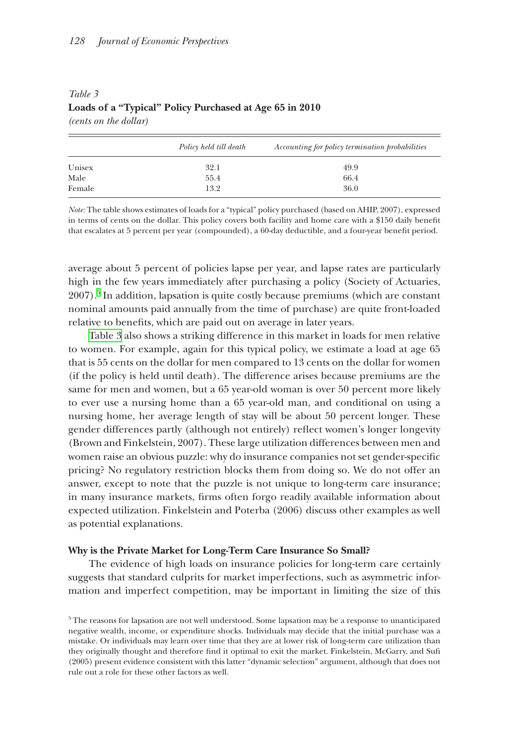*Table 3*
**Loads of a "Typical" Policy Purchased at Age 65 in 2010**
*(cents on the dollar)*

| | *Policy held till death* | *Accounting for policy termination probabilities* |
|---|---|---|
| Unisex | 32.1 | 49.9 |
| Male | 55.4 | 66.4 |
| Female | 13.2 | 36.0 |

*Note:* The table shows estimates of loads for a "typical" policy purchased (based on AHIP, 2007), expressed in terms of cents on the dollar. This policy covers both facility and home care with a $150 daily benefit that escalates at 5 percent per year (compounded), a 60-day deductible, and a four-year benefit period.

average about 5 percent of policies lapse per year, and lapse rates are particularly high in the few years immediately after purchasing a policy (Society of Actuaries, 2007).[5] In addition, lapsation is quite costly because premiums (which are constant nominal amounts paid annually from the time of purchase) are quite front-loaded relative to benefits, which are paid out on average in later years.

Table 3 also shows a striking difference in this market in loads for men relative to women. For example, again for this typical policy, we estimate a load at age 65 that is 55 cents on the dollar for men compared to 13 cents on the dollar for women (if the policy is held until death). The difference arises because premiums are the same for men and women, but a 65 year-old woman is over 50 percent more likely to ever use a nursing home than a 65 year-old man, and conditional on using a nursing home, her average length of stay will be about 50 percent longer. These gender differences partly (although not entirely) reflect women's longer longevity (Brown and Finkelstein, 2007). These large utilization differences between men and women raise an obvious puzzle: why do insurance companies not set gender-specific pricing? No regulatory restriction blocks them from doing so. We do not offer an answer, except to note that the puzzle is not unique to long-term care insurance; in many insurance markets, firms often forgo readily available information about expected utilization. Finkelstein and Poterba (2006) discuss other examples as well as potential explanations.

**Why is the Private Market for Long-Term Care Insurance So Small?**

The evidence of high loads on insurance policies for long-term care certainly suggests that standard culprits for market imperfections, such as asymmetric information and imperfect competition, may be important in limiting the size of this

[5] The reasons for lapsation are not well understood. Some lapsation may be a response to unanticipated negative wealth, income, or expenditure shocks. Individuals may decide that the initial purchase was a mistake. Or individuals may learn over time that they are at lower risk of long-term care utilization than they originally thought and therefore find it optimal to exit the market. Finkelstein, McGarry, and Sufi (2005) present evidence consistent with this latter "dynamic selection" argument, although that does not rule out a role for these other factors as well.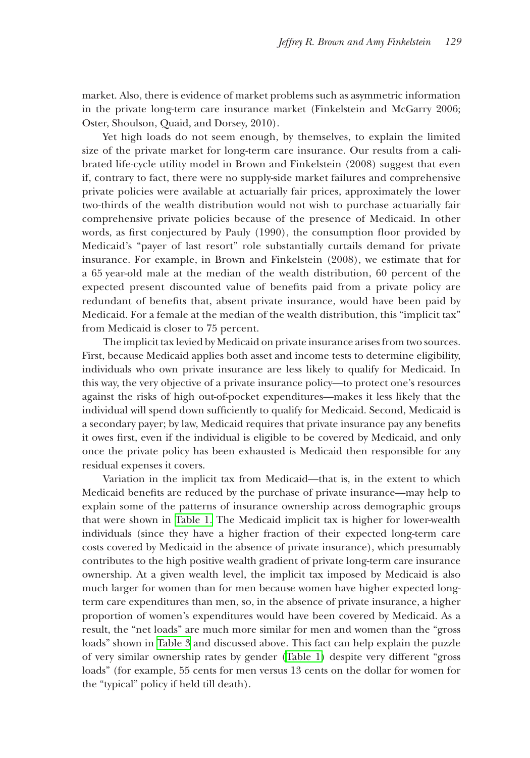market. Also, there is evidence of market problems such as asymmetric information in the private long-term care insurance market (Finkelstein and McGarry 2006; Oster, Shoulson, Quaid, and Dorsey, 2010).

Yet high loads do not seem enough, by themselves, to explain the limited size of the private market for long-term care insurance. Our results from a calibrated life-cycle utility model in Brown and Finkelstein (2008) suggest that even if, contrary to fact, there were no supply-side market failures and comprehensive private policies were available at actuarially fair prices, approximately the lower two-thirds of the wealth distribution would not wish to purchase actuarially fair comprehensive private policies because of the presence of Medicaid. In other words, as first conjectured by Pauly (1990), the consumption floor provided by Medicaid's "payer of last resort" role substantially curtails demand for private insurance. For example, in Brown and Finkelstein (2008), we estimate that for a 65 year-old male at the median of the wealth distribution, 60 percent of the expected present discounted value of benefits paid from a private policy are redundant of benefits that, absent private insurance, would have been paid by Medicaid. For a female at the median of the wealth distribution, this "implicit tax" from Medicaid is closer to 75 percent.

The implicit tax levied by Medicaid on private insurance arises from two sources. First, because Medicaid applies both asset and income tests to determine eligibility, individuals who own private insurance are less likely to qualify for Medicaid. In this way, the very objective of a private insurance policy—to protect one's resources against the risks of high out-of-pocket expenditures—makes it less likely that the individual will spend down sufficiently to qualify for Medicaid. Second, Medicaid is a secondary payer; by law, Medicaid requires that private insurance pay any benefits it owes first, even if the individual is eligible to be covered by Medicaid, and only once the private policy has been exhausted is Medicaid then responsible for any residual expenses it covers.

Variation in the implicit tax from Medicaid—that is, in the extent to which Medicaid benefits are reduced by the purchase of private insurance—may help to explain some of the patterns of insurance ownership across demographic groups that were shown in Table 1. The Medicaid implicit tax is higher for lower-wealth individuals (since they have a higher fraction of their expected long-term care costs covered by Medicaid in the absence of private insurance), which presumably contributes to the high positive wealth gradient of private long-term care insurance ownership. At a given wealth level, the implicit tax imposed by Medicaid is also much larger for women than for men because women have higher expected long-term care expenditures than men, so, in the absence of private insurance, a higher proportion of women's expenditures would have been covered by Medicaid. As a result, the "net loads" are much more similar for men and women than the "gross loads" shown in Table 3 and discussed above. This fact can help explain the puzzle of very similar ownership rates by gender (Table 1) despite very different "gross loads" (for example, 55 cents for men versus 13 cents on the dollar for women for the "typical" policy if held till death).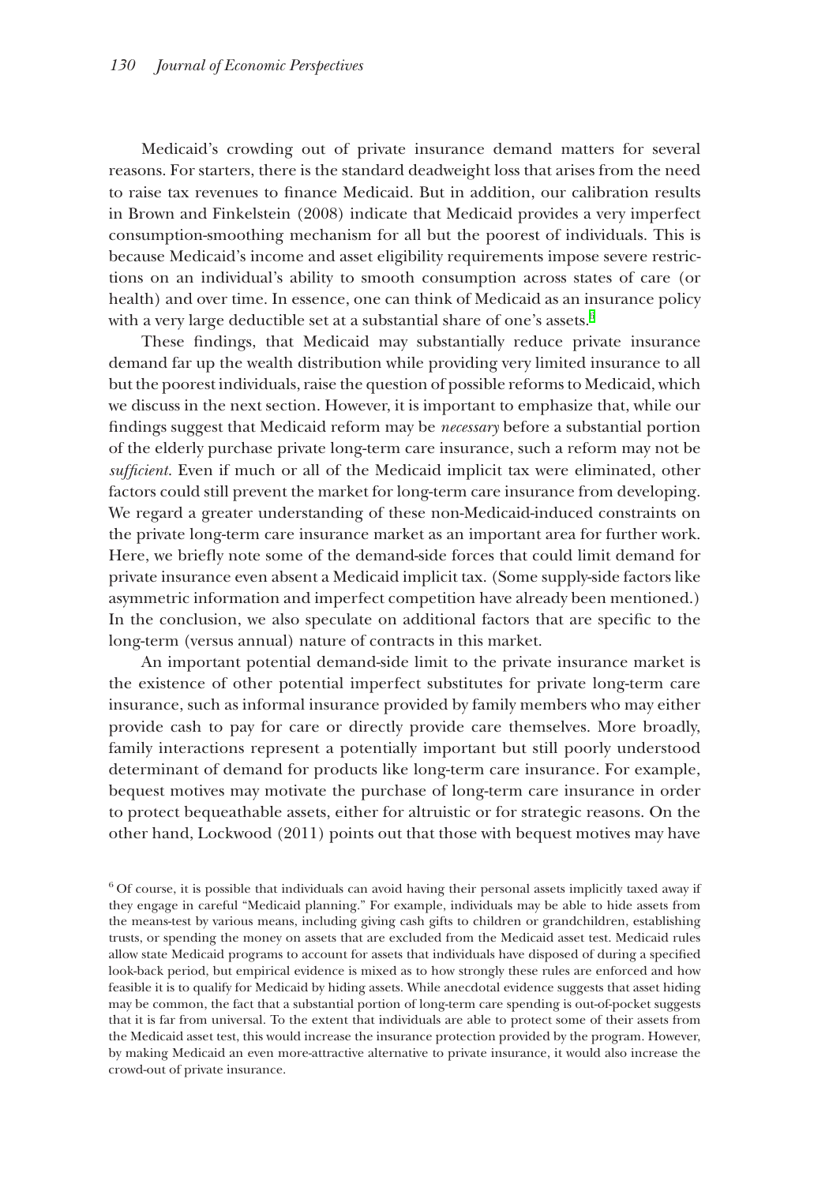Medicaid's crowding out of private insurance demand matters for several reasons. For starters, there is the standard deadweight loss that arises from the need to raise tax revenues to finance Medicaid. But in addition, our calibration results in Brown and Finkelstein (2008) indicate that Medicaid provides a very imperfect consumption-smoothing mechanism for all but the poorest of individuals. This is because Medicaid's income and asset eligibility requirements impose severe restrictions on an individual's ability to smooth consumption across states of care (or health) and over time. In essence, one can think of Medicaid as an insurance policy with a very large deductible set at a substantial share of one's assets.[6]

These findings, that Medicaid may substantially reduce private insurance demand far up the wealth distribution while providing very limited insurance to all but the poorest individuals, raise the question of possible reforms to Medicaid, which we discuss in the next section. However, it is important to emphasize that, while our findings suggest that Medicaid reform may be *necessary* before a substantial portion of the elderly purchase private long-term care insurance, such a reform may not be *sufficient*. Even if much or all of the Medicaid implicit tax were eliminated, other factors could still prevent the market for long-term care insurance from developing. We regard a greater understanding of these non-Medicaid-induced constraints on the private long-term care insurance market as an important area for further work. Here, we briefly note some of the demand-side forces that could limit demand for private insurance even absent a Medicaid implicit tax. (Some supply-side factors like asymmetric information and imperfect competition have already been mentioned.) In the conclusion, we also speculate on additional factors that are specific to the long-term (versus annual) nature of contracts in this market.

An important potential demand-side limit to the private insurance market is the existence of other potential imperfect substitutes for private long-term care insurance, such as informal insurance provided by family members who may either provide cash to pay for care or directly provide care themselves. More broadly, family interactions represent a potentially important but still poorly understood determinant of demand for products like long-term care insurance. For example, bequest motives may motivate the purchase of long-term care insurance in order to protect bequeathable assets, either for altruistic or for strategic reasons. On the other hand, Lockwood (2011) points out that those with bequest motives may have

[6] Of course, it is possible that individuals can avoid having their personal assets implicitly taxed away if they engage in careful "Medicaid planning." For example, individuals may be able to hide assets from the means-test by various means, including giving cash gifts to children or grandchildren, establishing trusts, or spending the money on assets that are excluded from the Medicaid asset test. Medicaid rules allow state Medicaid programs to account for assets that individuals have disposed of during a specified look-back period, but empirical evidence is mixed as to how strongly these rules are enforced and how feasible it is to qualify for Medicaid by hiding assets. While anecdotal evidence suggests that asset hiding may be common, the fact that a substantial portion of long-term care spending is out-of-pocket suggests that it is far from universal. To the extent that individuals are able to protect some of their assets from the Medicaid asset test, this would increase the insurance protection provided by the program. However, by making Medicaid an even more-attractive alternative to private insurance, it would also increase the crowd-out of private insurance.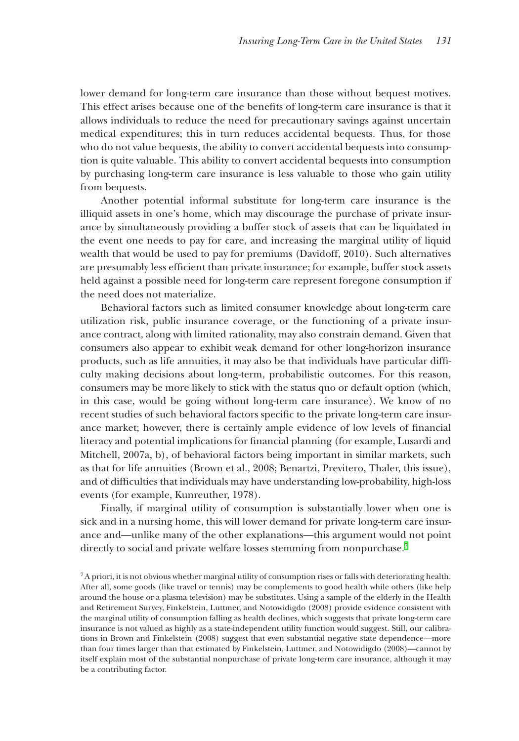lower demand for long-term care insurance than those without bequest motives. This effect arises because one of the benefits of long-term care insurance is that it allows individuals to reduce the need for precautionary savings against uncertain medical expenditures; this in turn reduces accidental bequests. Thus, for those who do not value bequests, the ability to convert accidental bequests into consumption is quite valuable. This ability to convert accidental bequests into consumption by purchasing long-term care insurance is less valuable to those who gain utility from bequests.

Another potential informal substitute for long-term care insurance is the illiquid assets in one's home, which may discourage the purchase of private insurance by simultaneously providing a buffer stock of assets that can be liquidated in the event one needs to pay for care, and increasing the marginal utility of liquid wealth that would be used to pay for premiums (Davidoff, 2010). Such alternatives are presumably less efficient than private insurance; for example, buffer stock assets held against a possible need for long-term care represent foregone consumption if the need does not materialize.

Behavioral factors such as limited consumer knowledge about long-term care utilization risk, public insurance coverage, or the functioning of a private insurance contract, along with limited rationality, may also constrain demand. Given that consumers also appear to exhibit weak demand for other long-horizon insurance products, such as life annuities, it may also be that individuals have particular difficulty making decisions about long-term, probabilistic outcomes. For this reason, consumers may be more likely to stick with the status quo or default option (which, in this case, would be going without long-term care insurance). We know of no recent studies of such behavioral factors specific to the private long-term care insurance market; however, there is certainly ample evidence of low levels of financial literacy and potential implications for financial planning (for example, Lusardi and Mitchell, 2007a, b), of behavioral factors being important in similar markets, such as that for life annuities (Brown et al., 2008; Benartzi, Previtero, Thaler, this issue), and of difficulties that individuals may have understanding low-probability, high-loss events (for example, Kunreuther, 1978).

Finally, if marginal utility of consumption is substantially lower when one is sick and in a nursing home, this will lower demand for private long-term care insurance and—unlike many of the other explanations—this argument would not point directly to social and private welfare losses stemming from nonpurchase.[7]

[7] A priori, it is not obvious whether marginal utility of consumption rises or falls with deteriorating health. After all, some goods (like travel or tennis) may be complements to good health while others (like help around the house or a plasma television) may be substitutes. Using a sample of the elderly in the Health and Retirement Survey, Finkelstein, Luttmer, and Notowidigdo (2008) provide evidence consistent with the marginal utility of consumption falling as health declines, which suggests that private long-term care insurance is not valued as highly as a state-independent utility function would suggest. Still, our calibrations in Brown and Finkelstein (2008) suggest that even substantial negative state dependence—more than four times larger than that estimated by Finkelstein, Luttmer, and Notowidigdo (2008)—cannot by itself explain most of the substantial nonpurchase of private long-term care insurance, although it may be a contributing factor.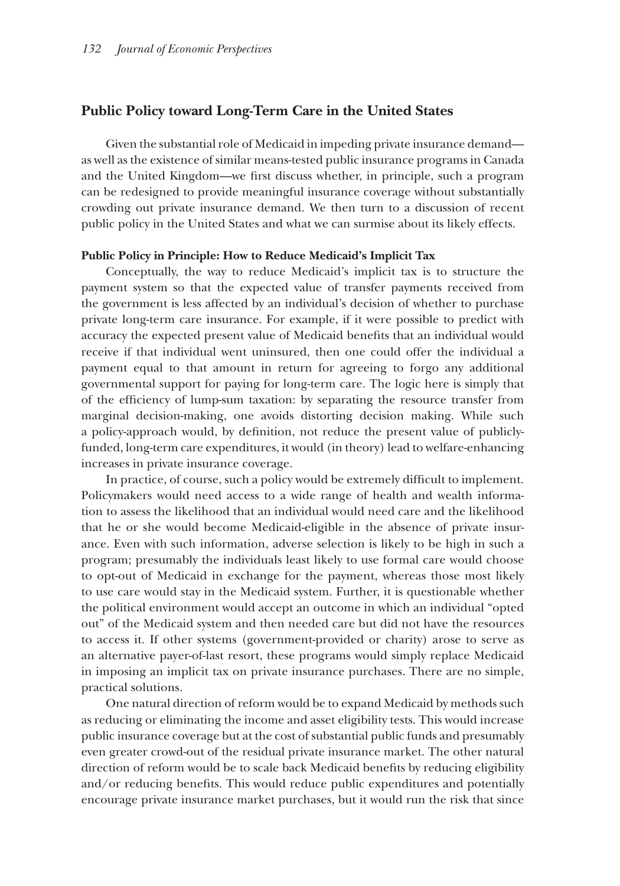## Public Policy toward Long-Term Care in the United States

Given the substantial role of Medicaid in impeding private insurance demand—as well as the existence of similar means-tested public insurance programs in Canada and the United Kingdom—we first discuss whether, in principle, such a program can be redesigned to provide meaningful insurance coverage without substantially crowding out private insurance demand. We then turn to a discussion of recent public policy in the United States and what we can surmise about its likely effects.

### Public Policy in Principle: How to Reduce Medicaid's Implicit Tax

Conceptually, the way to reduce Medicaid's implicit tax is to structure the payment system so that the expected value of transfer payments received from the government is less affected by an individual's decision of whether to purchase private long-term care insurance. For example, if it were possible to predict with accuracy the expected present value of Medicaid benefits that an individual would receive if that individual went uninsured, then one could offer the individual a payment equal to that amount in return for agreeing to forgo any additional governmental support for paying for long-term care. The logic here is simply that of the efficiency of lump-sum taxation: by separating the resource transfer from marginal decision-making, one avoids distorting decision making. While such a policy-approach would, by definition, not reduce the present value of publicly-funded, long-term care expenditures, it would (in theory) lead to welfare-enhancing increases in private insurance coverage.

In practice, of course, such a policy would be extremely difficult to implement. Policymakers would need access to a wide range of health and wealth information to assess the likelihood that an individual would need care and the likelihood that he or she would become Medicaid-eligible in the absence of private insurance. Even with such information, adverse selection is likely to be high in such a program; presumably the individuals least likely to use formal care would choose to opt-out of Medicaid in exchange for the payment, whereas those most likely to use care would stay in the Medicaid system. Further, it is questionable whether the political environment would accept an outcome in which an individual "opted out" of the Medicaid system and then needed care but did not have the resources to access it. If other systems (government-provided or charity) arose to serve as an alternative payer-of-last resort, these programs would simply replace Medicaid in imposing an implicit tax on private insurance purchases. There are no simple, practical solutions.

One natural direction of reform would be to expand Medicaid by methods such as reducing or eliminating the income and asset eligibility tests. This would increase public insurance coverage but at the cost of substantial public funds and presumably even greater crowd-out of the residual private insurance market. The other natural direction of reform would be to scale back Medicaid benefits by reducing eligibility and/or reducing benefits. This would reduce public expenditures and potentially encourage private insurance market purchases, but it would run the risk that since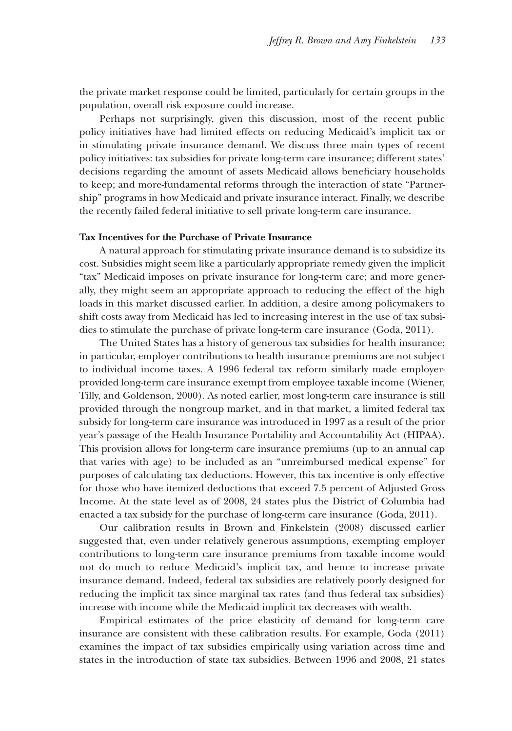the private market response could be limited, particularly for certain groups in the population, overall risk exposure could increase.

Perhaps not surprisingly, given this discussion, most of the recent public policy initiatives have had limited effects on reducing Medicaid's implicit tax or in stimulating private insurance demand. We discuss three main types of recent policy initiatives: tax subsidies for private long-term care insurance; different states' decisions regarding the amount of assets Medicaid allows beneficiary households to keep; and more-fundamental reforms through the interaction of state "Partnership" programs in how Medicaid and private insurance interact. Finally, we describe the recently failed federal initiative to sell private long-term care insurance.

**Tax Incentives for the Purchase of Private Insurance**

A natural approach for stimulating private insurance demand is to subsidize its cost. Subsidies might seem like a particularly appropriate remedy given the implicit "tax" Medicaid imposes on private insurance for long-term care; and more generally, they might seem an appropriate approach to reducing the effect of the high loads in this market discussed earlier. In addition, a desire among policymakers to shift costs away from Medicaid has led to increasing interest in the use of tax subsidies to stimulate the purchase of private long-term care insurance (Goda, 2011).

The United States has a history of generous tax subsidies for health insurance; in particular, employer contributions to health insurance premiums are not subject to individual income taxes. A 1996 federal tax reform similarly made employer-provided long-term care insurance exempt from employee taxable income (Wiener, Tilly, and Goldenson, 2000). As noted earlier, most long-term care insurance is still provided through the nongroup market, and in that market, a limited federal tax subsidy for long-term care insurance was introduced in 1997 as a result of the prior year's passage of the Health Insurance Portability and Accountability Act (HIPAA). This provision allows for long-term care insurance premiums (up to an annual cap that varies with age) to be included as an "unreimbursed medical expense" for purposes of calculating tax deductions. However, this tax incentive is only effective for those who have itemized deductions that exceed 7.5 percent of Adjusted Gross Income. At the state level as of 2008, 24 states plus the District of Columbia had enacted a tax subsidy for the purchase of long-term care insurance (Goda, 2011).

Our calibration results in Brown and Finkelstein (2008) discussed earlier suggested that, even under relatively generous assumptions, exempting employer contributions to long-term care insurance premiums from taxable income would not do much to reduce Medicaid's implicit tax, and hence to increase private insurance demand. Indeed, federal tax subsidies are relatively poorly designed for reducing the implicit tax since marginal tax rates (and thus federal tax subsidies) increase with income while the Medicaid implicit tax decreases with wealth.

Empirical estimates of the price elasticity of demand for long-term care insurance are consistent with these calibration results. For example, Goda (2011) examines the impact of tax subsidies empirically using variation across time and states in the introduction of state tax subsidies. Between 1996 and 2008, 21 states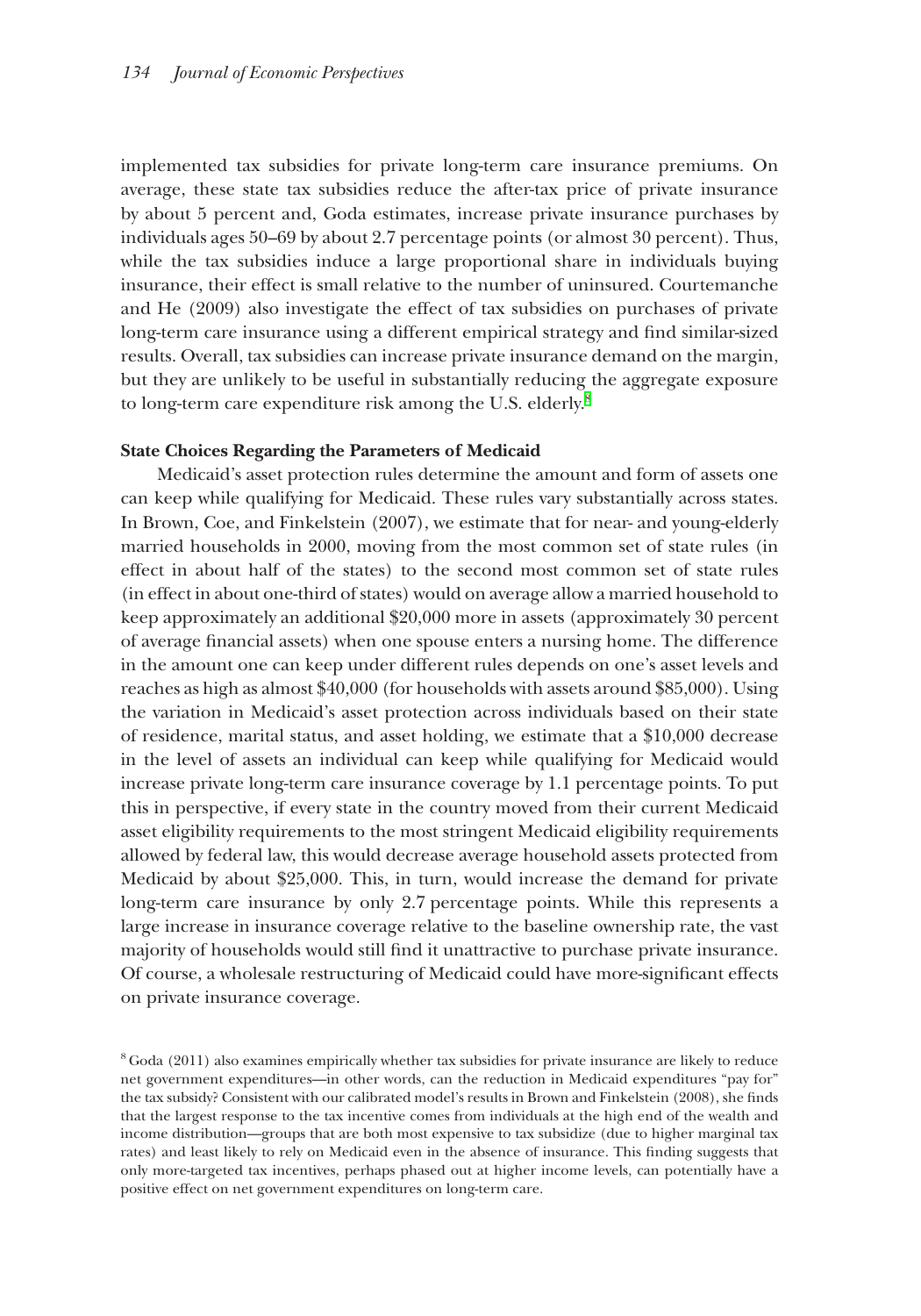implemented tax subsidies for private long-term care insurance premiums. On average, these state tax subsidies reduce the after-tax price of private insurance by about 5 percent and, Goda estimates, increase private insurance purchases by individuals ages 50–69 by about 2.7 percentage points (or almost 30 percent). Thus, while the tax subsidies induce a large proportional share in individuals buying insurance, their effect is small relative to the number of uninsured. Courtemanche and He (2009) also investigate the effect of tax subsidies on purchases of private long-term care insurance using a different empirical strategy and find similar-sized results. Overall, tax subsidies can increase private insurance demand on the margin, but they are unlikely to be useful in substantially reducing the aggregate exposure to long-term care expenditure risk among the U.S. elderly.[8]

**State Choices Regarding the Parameters of Medicaid**

Medicaid's asset protection rules determine the amount and form of assets one can keep while qualifying for Medicaid. These rules vary substantially across states. In Brown, Coe, and Finkelstein (2007), we estimate that for near- and young-elderly married households in 2000, moving from the most common set of state rules (in effect in about half of the states) to the second most common set of state rules (in effect in about one-third of states) would on average allow a married household to keep approximately an additional $20,000 more in assets (approximately 30 percent of average financial assets) when one spouse enters a nursing home. The difference in the amount one can keep under different rules depends on one's asset levels and reaches as high as almost $40,000 (for households with assets around $85,000). Using the variation in Medicaid's asset protection across individuals based on their state of residence, marital status, and asset holding, we estimate that a $10,000 decrease in the level of assets an individual can keep while qualifying for Medicaid would increase private long-term care insurance coverage by 1.1 percentage points. To put this in perspective, if every state in the country moved from their current Medicaid asset eligibility requirements to the most stringent Medicaid eligibility requirements allowed by federal law, this would decrease average household assets protected from Medicaid by about $25,000. This, in turn, would increase the demand for private long-term care insurance by only 2.7 percentage points. While this represents a large increase in insurance coverage relative to the baseline ownership rate, the vast majority of households would still find it unattractive to purchase private insurance. Of course, a wholesale restructuring of Medicaid could have more-significant effects on private insurance coverage.

[8] Goda (2011) also examines empirically whether tax subsidies for private insurance are likely to reduce net government expenditures—in other words, can the reduction in Medicaid expenditures "pay for" the tax subsidy? Consistent with our calibrated model's results in Brown and Finkelstein (2008), she finds that the largest response to the tax incentive comes from individuals at the high end of the wealth and income distribution—groups that are both most expensive to tax subsidize (due to higher marginal tax rates) and least likely to rely on Medicaid even in the absence of insurance. This finding suggests that only more-targeted tax incentives, perhaps phased out at higher income levels, can potentially have a positive effect on net government expenditures on long-term care.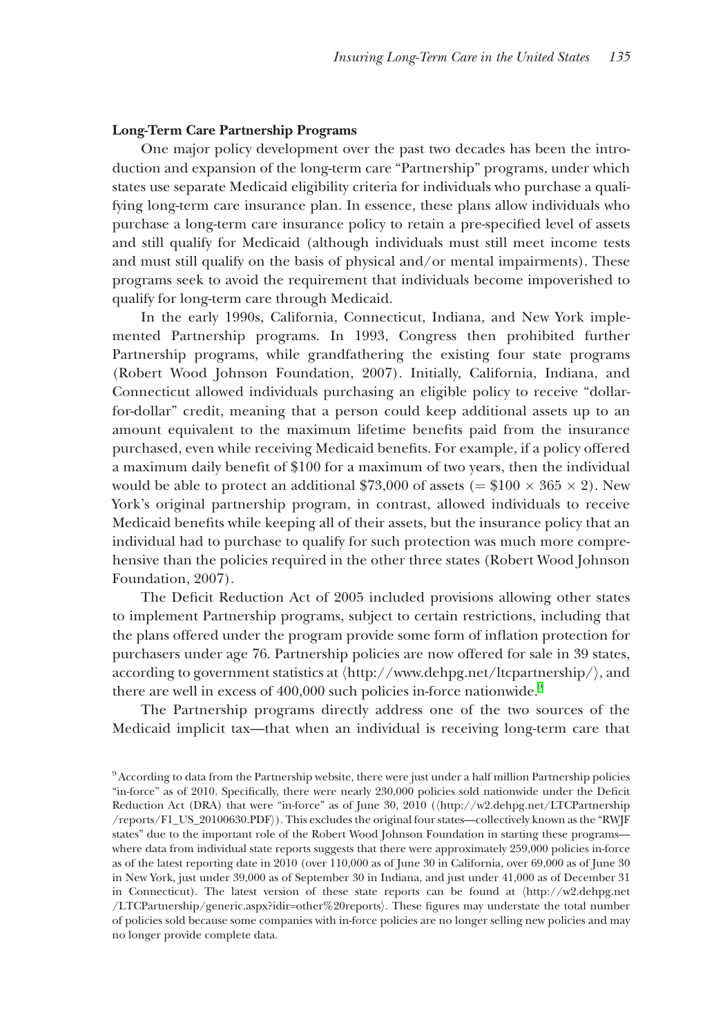**Long-Term Care Partnership Programs**

One major policy development over the past two decades has been the introduction and expansion of the long-term care "Partnership" programs, under which states use separate Medicaid eligibility criteria for individuals who purchase a qualifying long-term care insurance plan. In essence, these plans allow individuals who purchase a long-term care insurance policy to retain a pre-specified level of assets and still qualify for Medicaid (although individuals must still meet income tests and must still qualify on the basis of physical and/or mental impairments). These programs seek to avoid the requirement that individuals become impoverished to qualify for long-term care through Medicaid.

In the early 1990s, California, Connecticut, Indiana, and New York implemented Partnership programs. In 1993, Congress then prohibited further Partnership programs, while grandfathering the existing four state programs (Robert Wood Johnson Foundation, 2007). Initially, California, Indiana, and Connecticut allowed individuals purchasing an eligible policy to receive "dollar-for-dollar" credit, meaning that a person could keep additional assets up to an amount equivalent to the maximum lifetime benefits paid from the insurance purchased, even while receiving Medicaid benefits. For example, if a policy offered a maximum daily benefit of \$100 for a maximum of two years, then the individual would be able to protect an additional \$73,000 of assets ($= \$100 \times 365 \times 2$). New York's original partnership program, in contrast, allowed individuals to receive Medicaid benefits while keeping all of their assets, but the insurance policy that an individual had to purchase to qualify for such protection was much more comprehensive than the policies required in the other three states (Robert Wood Johnson Foundation, 2007).

The Deficit Reduction Act of 2005 included provisions allowing other states to implement Partnership programs, subject to certain restrictions, including that the plans offered under the program provide some form of inflation protection for purchasers under age 76. Partnership policies are now offered for sale in 39 states, according to government statistics at ⟨http://www.dehpg.net/ltcpartnership/⟩, and there are well in excess of 400,000 such policies in-force nationwide.[9]

The Partnership programs directly address one of the two sources of the Medicaid implicit tax—that when an individual is receiving long-term care that

[9] According to data from the Partnership website, there were just under a half million Partnership policies "in-force" as of 2010. Specifically, there were nearly 230,000 policies sold nationwide under the Deficit Reduction Act (DRA) that were "in-force" as of June 30, 2010 (⟨http://w2.dehpg.net/LTCPartnership/reports/F1_US_20100630.PDF⟩). This excludes the original four states—collectively known as the "RWJF states" due to the important role of the Robert Wood Johnson Foundation in starting these programs—where data from individual state reports suggests that there were approximately 259,000 policies in-force as of the latest reporting date in 2010 (over 110,000 as of June 30 in California, over 69,000 as of June 30 in New York, just under 39,000 as of September 30 in Indiana, and just under 41,000 as of December 31 in Connecticut). The latest version of these state reports can be found at ⟨http://w2.dehpg.net/LTCPartnership/generic.aspx?idir=other%20reports⟩. These figures may understate the total number of policies sold because some companies with in-force policies are no longer selling new policies and may no longer provide complete data.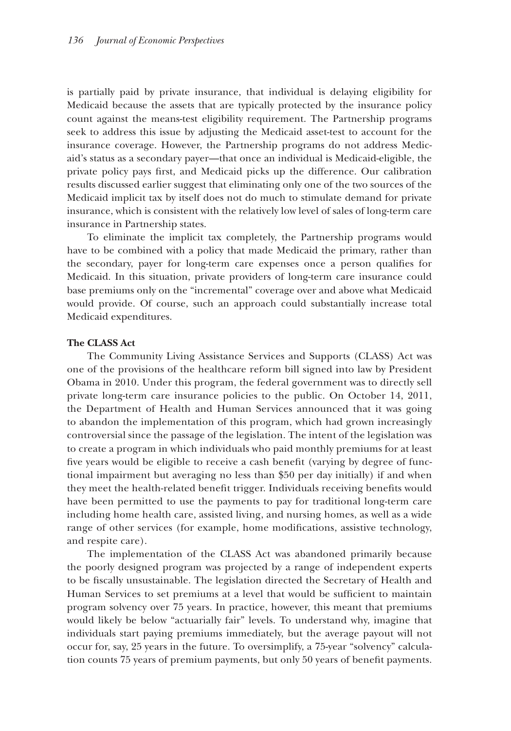is partially paid by private insurance, that individual is delaying eligibility for Medicaid because the assets that are typically protected by the insurance policy count against the means-test eligibility requirement. The Partnership programs seek to address this issue by adjusting the Medicaid asset-test to account for the insurance coverage. However, the Partnership programs do not address Medicaid's status as a secondary payer—that once an individual is Medicaid-eligible, the private policy pays first, and Medicaid picks up the difference. Our calibration results discussed earlier suggest that eliminating only one of the two sources of the Medicaid implicit tax by itself does not do much to stimulate demand for private insurance, which is consistent with the relatively low level of sales of long-term care insurance in Partnership states.

To eliminate the implicit tax completely, the Partnership programs would have to be combined with a policy that made Medicaid the primary, rather than the secondary, payer for long-term care expenses once a person qualifies for Medicaid. In this situation, private providers of long-term care insurance could base premiums only on the "incremental" coverage over and above what Medicaid would provide. Of course, such an approach could substantially increase total Medicaid expenditures.

**The CLASS Act**

The Community Living Assistance Services and Supports (CLASS) Act was one of the provisions of the healthcare reform bill signed into law by President Obama in 2010. Under this program, the federal government was to directly sell private long-term care insurance policies to the public. On October 14, 2011, the Department of Health and Human Services announced that it was going to abandon the implementation of this program, which had grown increasingly controversial since the passage of the legislation. The intent of the legislation was to create a program in which individuals who paid monthly premiums for at least five years would be eligible to receive a cash benefit (varying by degree of functional impairment but averaging no less than $50 per day initially) if and when they meet the health-related benefit trigger. Individuals receiving benefits would have been permitted to use the payments to pay for traditional long-term care including home health care, assisted living, and nursing homes, as well as a wide range of other services (for example, home modifications, assistive technology, and respite care).

The implementation of the CLASS Act was abandoned primarily because the poorly designed program was projected by a range of independent experts to be fiscally unsustainable. The legislation directed the Secretary of Health and Human Services to set premiums at a level that would be sufficient to maintain program solvency over 75 years. In practice, however, this meant that premiums would likely be below "actuarially fair" levels. To understand why, imagine that individuals start paying premiums immediately, but the average payout will not occur for, say, 25 years in the future. To oversimplify, a 75-year "solvency" calculation counts 75 years of premium payments, but only 50 years of benefit payments.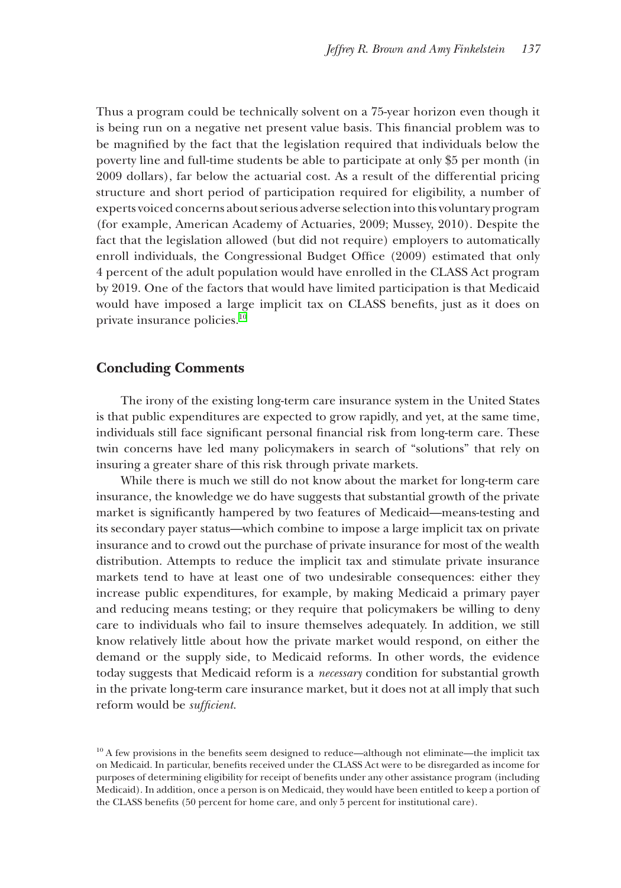Thus a program could be technically solvent on a 75-year horizon even though it is being run on a negative net present value basis. This financial problem was to be magnified by the fact that the legislation required that individuals below the poverty line and full-time students be able to participate at only $5 per month (in 2009 dollars), far below the actuarial cost. As a result of the differential pricing structure and short period of participation required for eligibility, a number of experts voiced concerns about serious adverse selection into this voluntary program (for example, American Academy of Actuaries, 2009; Mussey, 2010). Despite the fact that the legislation allowed (but did not require) employers to automatically enroll individuals, the Congressional Budget Office (2009) estimated that only 4 percent of the adult population would have enrolled in the CLASS Act program by 2019. One of the factors that would have limited participation is that Medicaid would have imposed a large implicit tax on CLASS benefits, just as it does on private insurance policies.[10]

## Concluding Comments

The irony of the existing long-term care insurance system in the United States is that public expenditures are expected to grow rapidly, and yet, at the same time, individuals still face significant personal financial risk from long-term care. These twin concerns have led many policymakers in search of "solutions" that rely on insuring a greater share of this risk through private markets.

While there is much we still do not know about the market for long-term care insurance, the knowledge we do have suggests that substantial growth of the private market is significantly hampered by two features of Medicaid—means-testing and its secondary payer status—which combine to impose a large implicit tax on private insurance and to crowd out the purchase of private insurance for most of the wealth distribution. Attempts to reduce the implicit tax and stimulate private insurance markets tend to have at least one of two undesirable consequences: either they increase public expenditures, for example, by making Medicaid a primary payer and reducing means testing; or they require that policymakers be willing to deny care to individuals who fail to insure themselves adequately. In addition, we still know relatively little about how the private market would respond, on either the demand or the supply side, to Medicaid reforms. In other words, the evidence today suggests that Medicaid reform is a *necessary* condition for substantial growth in the private long-term care insurance market, but it does not at all imply that such reform would be *sufficient*.

[10] A few provisions in the benefits seem designed to reduce—although not eliminate—the implicit tax on Medicaid. In particular, benefits received under the CLASS Act were to be disregarded as income for purposes of determining eligibility for receipt of benefits under any other assistance program (including Medicaid). In addition, once a person is on Medicaid, they would have been entitled to keep a portion of the CLASS benefits (50 percent for home care, and only 5 percent for institutional care).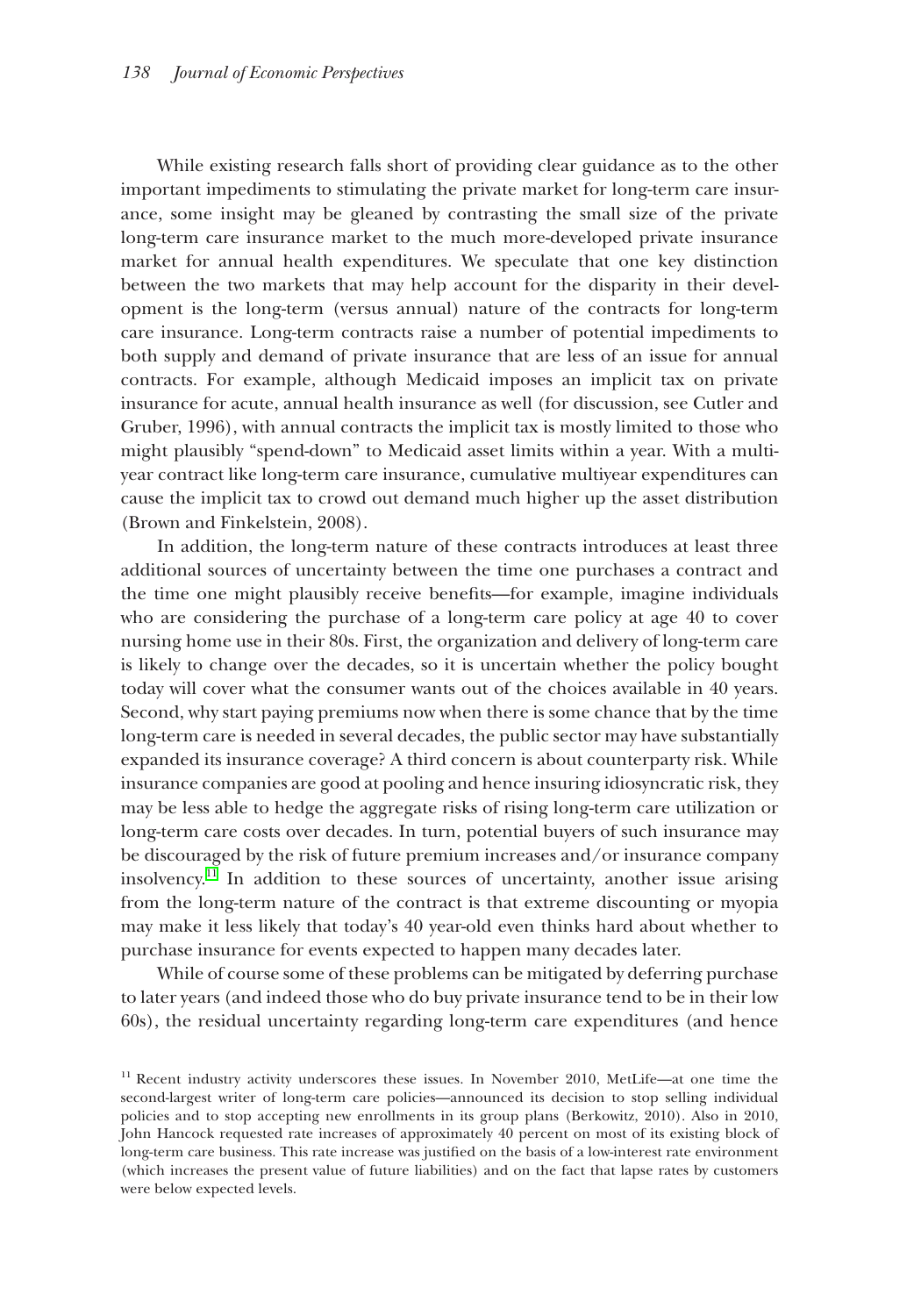While existing research falls short of providing clear guidance as to the other important impediments to stimulating the private market for long-term care insurance, some insight may be gleaned by contrasting the small size of the private long-term care insurance market to the much more-developed private insurance market for annual health expenditures. We speculate that one key distinction between the two markets that may help account for the disparity in their development is the long-term (versus annual) nature of the contracts for long-term care insurance. Long-term contracts raise a number of potential impediments to both supply and demand of private insurance that are less of an issue for annual contracts. For example, although Medicaid imposes an implicit tax on private insurance for acute, annual health insurance as well (for discussion, see Cutler and Gruber, 1996), with annual contracts the implicit tax is mostly limited to those who might plausibly "spend-down" to Medicaid asset limits within a year. With a multiyear contract like long-term care insurance, cumulative multiyear expenditures can cause the implicit tax to crowd out demand much higher up the asset distribution (Brown and Finkelstein, 2008).

In addition, the long-term nature of these contracts introduces at least three additional sources of uncertainty between the time one purchases a contract and the time one might plausibly receive benefits—for example, imagine individuals who are considering the purchase of a long-term care policy at age 40 to cover nursing home use in their 80s. First, the organization and delivery of long-term care is likely to change over the decades, so it is uncertain whether the policy bought today will cover what the consumer wants out of the choices available in 40 years. Second, why start paying premiums now when there is some chance that by the time long-term care is needed in several decades, the public sector may have substantially expanded its insurance coverage? A third concern is about counterparty risk. While insurance companies are good at pooling and hence insuring idiosyncratic risk, they may be less able to hedge the aggregate risks of rising long-term care utilization or long-term care costs over decades. In turn, potential buyers of such insurance may be discouraged by the risk of future premium increases and/or insurance company insolvency.[11] In addition to these sources of uncertainty, another issue arising from the long-term nature of the contract is that extreme discounting or myopia may make it less likely that today's 40 year-old even thinks hard about whether to purchase insurance for events expected to happen many decades later.

While of course some of these problems can be mitigated by deferring purchase to later years (and indeed those who do buy private insurance tend to be in their low 60s), the residual uncertainty regarding long-term care expenditures (and hence

[11] Recent industry activity underscores these issues. In November 2010, MetLife—at one time the second-largest writer of long-term care policies—announced its decision to stop selling individual policies and to stop accepting new enrollments in its group plans (Berkowitz, 2010). Also in 2010, John Hancock requested rate increases of approximately 40 percent on most of its existing block of long-term care business. This rate increase was justified on the basis of a low-interest rate environment (which increases the present value of future liabilities) and on the fact that lapse rates by customers were below expected levels.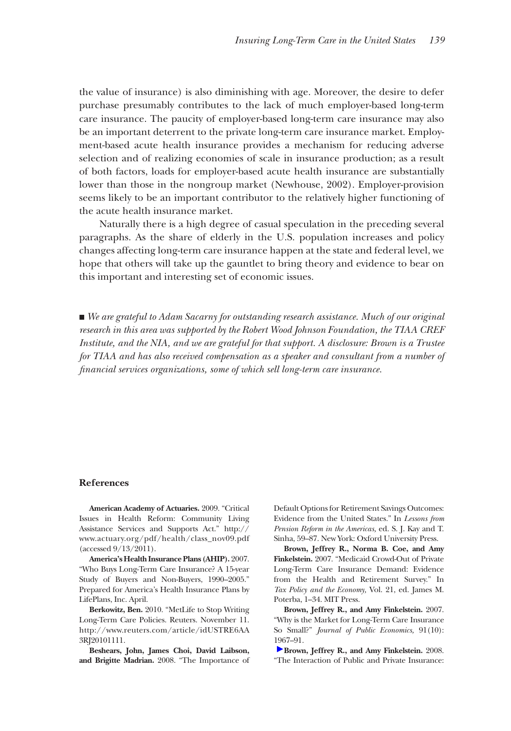the value of insurance) is also diminishing with age. Moreover, the desire to defer purchase presumably contributes to the lack of much employer-based long-term care insurance. The paucity of employer-based long-term care insurance may also be an important deterrent to the private long-term care insurance market. Employment-based acute health insurance provides a mechanism for reducing adverse selection and of realizing economies of scale in insurance production; as a result of both factors, loads for employer-based acute health insurance are substantially lower than those in the nongroup market (Newhouse, 2002). Employer-provision seems likely to be an important contributor to the relatively higher functioning of the acute health insurance market.

Naturally there is a high degree of casual speculation in the preceding several paragraphs. As the share of elderly in the U.S. population increases and policy changes affecting long-term care insurance happen at the state and federal level, we hope that others will take up the gauntlet to bring theory and evidence to bear on this important and interesting set of economic issues.

■ *We are grateful to Adam Sacarny for outstanding research assistance. Much of our original research in this area was supported by the Robert Wood Johnson Foundation, the TIAA CREF Institute, and the NIA, and we are grateful for that support. A disclosure: Brown is a Trustee for TIAA and has also received compensation as a speaker and consultant from a number of financial services organizations, some of which sell long-term care insurance.*

## References

**American Academy of Actuaries.** 2009. "Critical Issues in Health Reform: Community Living Assistance Services and Supports Act." http://www.actuary.org/pdf/health/class_nov09.pdf (accessed 9/13/2011).

**America's Health Insurance Plans (AHIP).** 2007. "Who Buys Long-Term Care Insurance? A 15-year Study of Buyers and Non-Buyers, 1990–2005." Prepared for America's Health Insurance Plans by LifePlans, Inc. April.

**Berkowitz, Ben.** 2010. "MetLife to Stop Writing Long-Term Care Policies. Reuters. November 11. http://www.reuters.com/article/idUSTRE6AA3RJ20101111.

**Beshears, John, James Choi, David Laibson, and Brigitte Madrian.** 2008. "The Importance of Default Options for Retirement Savings Outcomes: Evidence from the United States." In *Lessons from Pension Reform in the Americas,* ed. S. J. Kay and T. Sinha, 59–87. New York: Oxford University Press.

**Brown, Jeffrey R., Norma B. Coe, and Amy Finkelstein.** 2007. "Medicaid Crowd-Out of Private Long-Term Care Insurance Demand: Evidence from the Health and Retirement Survey." In *Tax Policy and the Economy,* Vol. 21, ed. James M. Poterba, 1–34. MIT Press.

**Brown, Jeffrey R., and Amy Finkelstein.** 2007. "Why is the Market for Long-Term Care Insurance So Small?" *Journal of Public Economics,* 91(10): 1967–91.

**Brown, Jeffrey R., and Amy Finkelstein.** 2008. "The Interaction of Public and Private Insurance: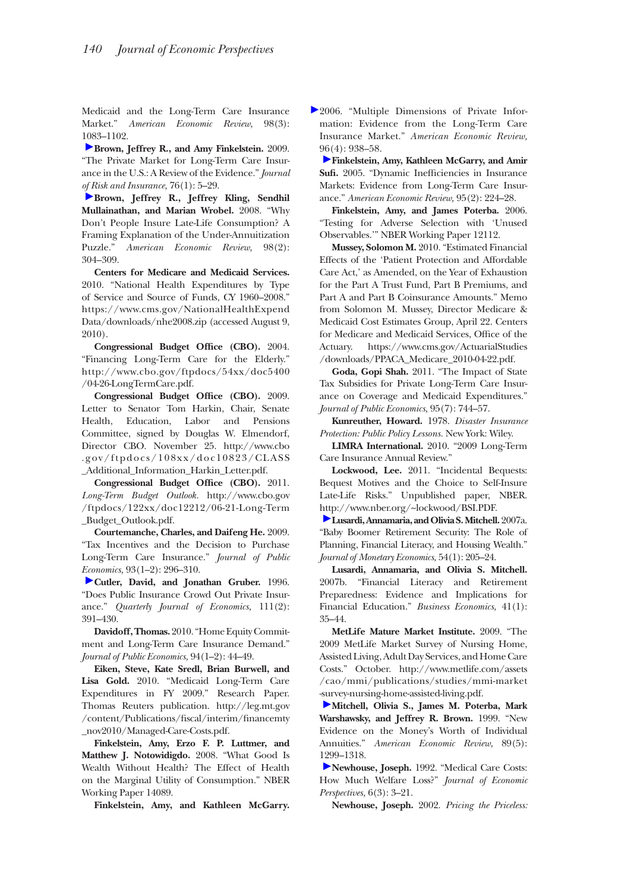Medicaid and the Long-Term Care Insurance Market." *American Economic Review,* 98(3): 1083–1102.

**Brown, Jeffrey R., and Amy Finkelstein.** 2009. "The Private Market for Long-Term Care Insurance in the U.S.: A Review of the Evidence." *Journal of Risk and Insurance,* 76(1): 5–29.

**Brown, Jeffrey R., Jeffrey Kling, Sendhil Mullainathan, and Marian Wrobel.** 2008. "Why Don't People Insure Late-Life Consumption? A Framing Explanation of the Under-Annuitization Puzzle." *American Economic Review,* 98(2): 304–309.

**Centers for Medicare and Medicaid Services.** 2010. "National Health Expenditures by Type of Service and Source of Funds, CY 1960–2008." https://www.cms.gov/NationalHealthExpendData/downloads/nhe2008.zip (accessed August 9, 2010).

**Congressional Budget Office (CBO).** 2004. "Financing Long-Term Care for the Elderly." http://www.cbo.gov/ftpdocs/54xx/doc5400/04-26-LongTermCare.pdf.

**Congressional Budget Office (CBO).** 2009. Letter to Senator Tom Harkin, Chair, Senate Health, Education, Labor and Pensions Committee, signed by Douglas W. Elmendorf, Director CBO. November 25. http://www.cbo.gov/ftpdocs/108xx/doc10823/CLASS_Additional_Information_Harkin_Letter.pdf.

**Congressional Budget Office (CBO).** 2011. *Long-Term Budget Outlook.* http://www.cbo.gov/ftpdocs/122xx/doc12212/06-21-Long-Term_Budget_Outlook.pdf.

**Courtemanche, Charles, and Daifeng He.** 2009. "Tax Incentives and the Decision to Purchase Long-Term Care Insurance." *Journal of Public Economics,* 93(1–2): 296–310.

**Cutler, David, and Jonathan Gruber.** 1996. "Does Public Insurance Crowd Out Private Insurance." *Quarterly Journal of Economics,* 111(2): 391–430.

**Davidoff, Thomas.** 2010. "Home Equity Commitment and Long-Term Care Insurance Demand." *Journal of Public Economics,* 94(1–2): 44–49.

**Eiken, Steve, Kate Sredl, Brian Burwell, and Lisa Gold.** 2010. "Medicaid Long-Term Care Expenditures in FY 2009." Research Paper. Thomas Reuters publication. http://leg.mt.gov/content/Publications/fiscal/interim/financemty_nov2010/Managed-Care-Costs.pdf.

**Finkelstein, Amy, Erzo F. P. Luttmer, and Matthew J. Notowidigdo.** 2008. "What Good Is Wealth Without Health? The Effect of Health on the Marginal Utility of Consumption." NBER Working Paper 14089.

**Finkelstein, Amy, and Kathleen McGarry.** 2006. "Multiple Dimensions of Private Information: Evidence from the Long-Term Care Insurance Market." *American Economic Review,* 96(4): 938–58.

**Finkelstein, Amy, Kathleen McGarry, and Amir Sufi.** 2005. "Dynamic Inefficiencies in Insurance Markets: Evidence from Long-Term Care Insurance." *American Economic Review,* 95(2): 224–28.

**Finkelstein, Amy, and James Poterba.** 2006. "Testing for Adverse Selection with 'Unused Observables.'" NBER Working Paper 12112.

**Mussey, Solomon M.** 2010. "Estimated Financial Effects of the 'Patient Protection and Affordable Care Act,' as Amended, on the Year of Exhaustion for the Part A Trust Fund, Part B Premiums, and Part A and Part B Coinsurance Amounts." Memo from Solomon M. Mussey, Director Medicare & Medicaid Cost Estimates Group, April 22. Centers for Medicare and Medicaid Services, Office of the Actuary. https://www.cms.gov/ActuarialStudies/downloads/PPACA_Medicare_2010-04-22.pdf.

**Goda, Gopi Shah.** 2011. "The Impact of State Tax Subsidies for Private Long-Term Care Insurance on Coverage and Medicaid Expenditures." *Journal of Public Economics,* 95(7): 744–57.

**Kunreuther, Howard.** 1978. *Disaster Insurance Protection: Public Policy Lessons.* New York: Wiley.

**LIMRA International.** 2010. "2009 Long-Term Care Insurance Annual Review."

**Lockwood, Lee.** 2011. "Incidental Bequests: Bequest Motives and the Choice to Self-Insure Late-Life Risks." Unpublished paper, NBER. http://www.nber.org/~lockwood/BSI.PDF.

**Lusardi, Annamaria, and Olivia S. Mitchell.** 2007a. "Baby Boomer Retirement Security: The Role of Planning, Financial Literacy, and Housing Wealth." *Journal of Monetary Economics,* 54(1): 205–24.

**Lusardi, Annamaria, and Olivia S. Mitchell.** 2007b. "Financial Literacy and Retirement Preparedness: Evidence and Implications for Financial Education." *Business Economics,* 41(1): 35–44.

**MetLife Mature Market Institute.** 2009. "The 2009 MetLife Market Survey of Nursing Home, Assisted Living, Adult Day Services, and Home Care Costs." October. http://www.metlife.com/assets/cao/mmi/publications/studies/mmi-market-survey-nursing-home-assisted-living.pdf.

**Mitchell, Olivia S., James M. Poterba, Mark Warshawsky, and Jeffrey R. Brown.** 1999. "New Evidence on the Money's Worth of Individual Annuities." *American Economic Review,* 89(5): 1299–1318.

**Newhouse, Joseph.** 1992. "Medical Care Costs: How Much Welfare Loss?" *Journal of Economic Perspectives,* 6(3): 3–21.

**Newhouse, Joseph.** 2002. *Pricing the Priceless:*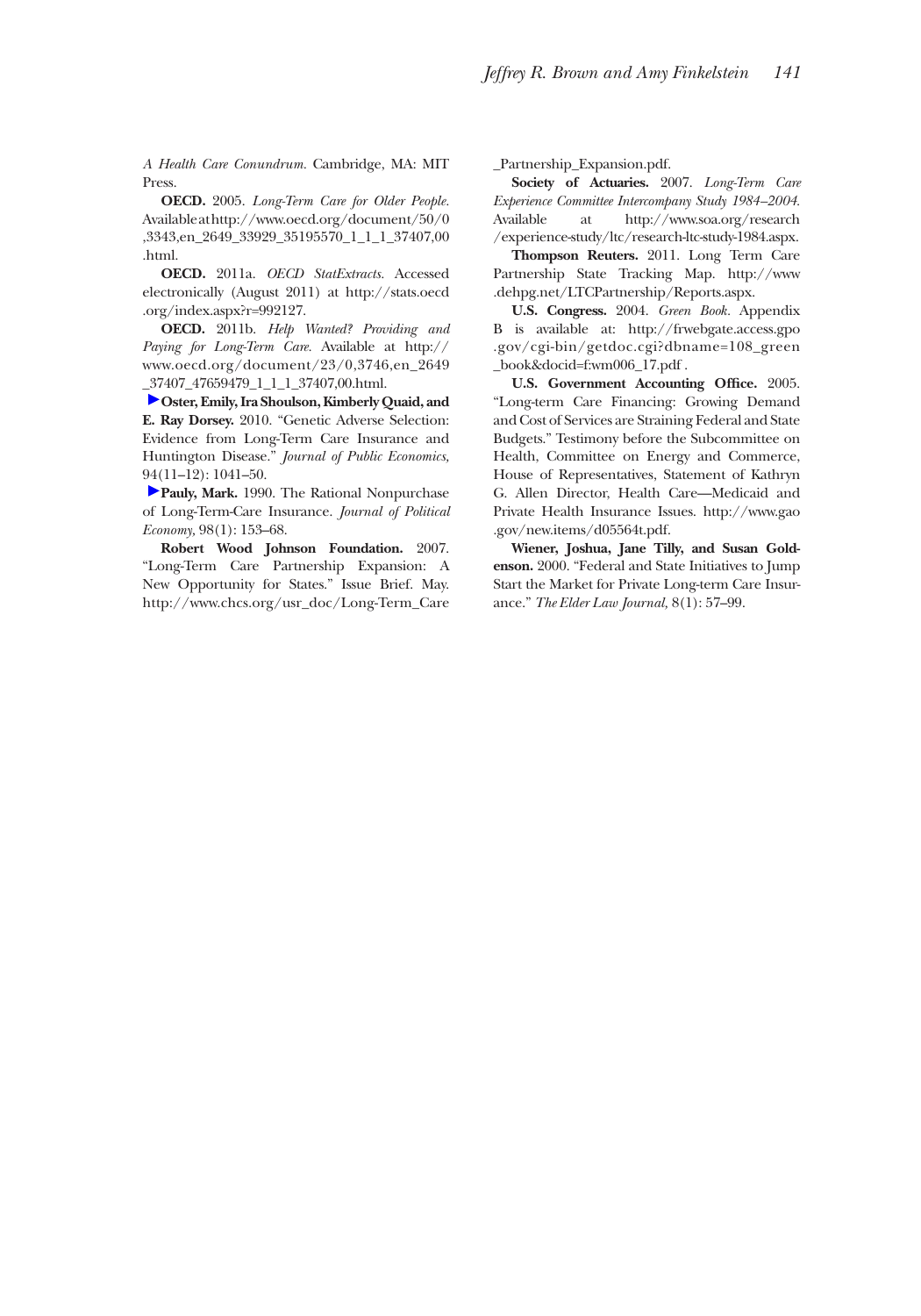*A Health Care Conundrum*. Cambridge, MA: MIT Press.

**OECD.** 2005. *Long-Term Care for Older People*. Available at http://www.oecd.org/document/50/0,3343,en_2649_33929_35195570_1_1_1_37407,00.html.

**OECD.** 2011a. *OECD StatExtracts*. Accessed electronically (August 2011) at http://stats.oecd.org/index.aspx?r=992127.

**OECD.** 2011b. *Help Wanted? Providing and Paying for Long-Term Care*. Available at http://www.oecd.org/document/23/0,3746,en_2649_37407_47659479_1_1_1_37407,00.html.

**Oster, Emily, Ira Shoulson, Kimberly Quaid, and E. Ray Dorsey.** 2010. "Genetic Adverse Selection: Evidence from Long-Term Care Insurance and Huntington Disease." *Journal of Public Economics*, 94(11–12): 1041–50.

**Pauly, Mark.** 1990. The Rational Nonpurchase of Long-Term-Care Insurance. *Journal of Political Economy*, 98(1): 153–68.

**Robert Wood Johnson Foundation.** 2007. "Long-Term Care Partnership Expansion: A New Opportunity for States." Issue Brief. May. http://www.chcs.org/usr_doc/Long-Term_Care_Partnership_Expansion.pdf.

**Society of Actuaries.** 2007. *Long-Term Care Experience Committee Intercompany Study 1984–2004*. Available at http://www.soa.org/research/experience-study/ltc/research-ltc-study-1984.aspx.

**Thompson Reuters.** 2011. Long Term Care Partnership State Tracking Map. http://www.dehpg.net/LTCPartnership/Reports.aspx.

**U.S. Congress.** 2004. *Green Book*. Appendix B is available at: http://frwebgate.access.gpo.gov/cgi-bin/getdoc.cgi?dbname=108_green_book&docid=f:wm006_17.pdf .

**U.S. Government Accounting Office.** 2005. "Long-term Care Financing: Growing Demand and Cost of Services are Straining Federal and State Budgets." Testimony before the Subcommittee on Health, Committee on Energy and Commerce, House of Representatives, Statement of Kathryn G. Allen Director, Health Care—Medicaid and Private Health Insurance Issues. http://www.gao.gov/new.items/d05564t.pdf.

**Wiener, Joshua, Jane Tilly, and Susan Goldenson.** 2000. "Federal and State Initiatives to Jump Start the Market for Private Long-term Care Insurance." *The Elder Law Journal*, 8(1): 57–99.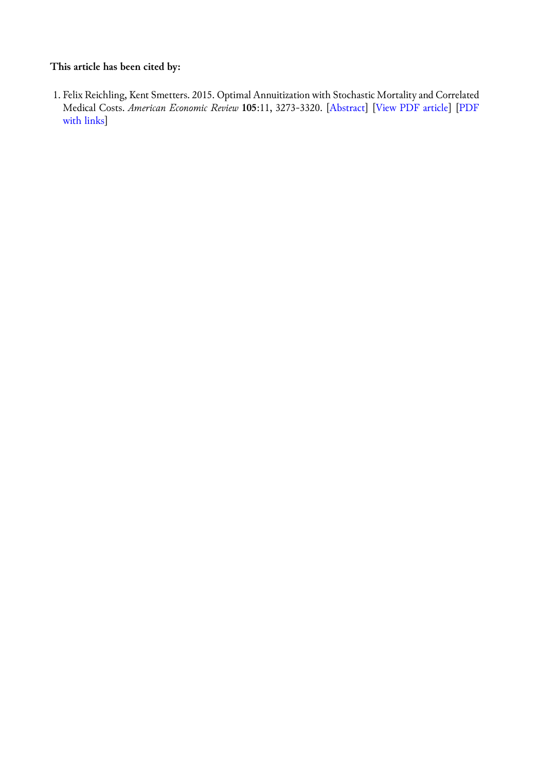**This article has been cited by:**

1. Felix Reichling, Kent Smetters. 2015. Optimal Annuitization with Stochastic Mortality and Correlated Medical Costs. *American Economic Review* **105**:11, 3273-3320. [Abstract] [View PDF article] [PDF with links]